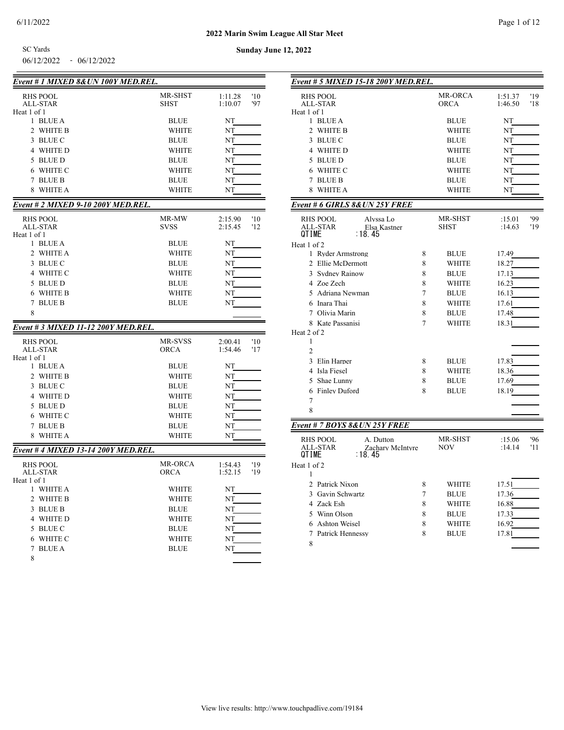# 2022 Marin Swim League All Star Meet

SC Yards

06/12/2022 - 06/12/2022

**Sunday June 12, 2022**

### *Event # 1 MIXED 8&UN 100Y MED.REL.*

| | | | |
|---|---|---|---|
| RHS POOL | MR-SHST | 1:11.28 | '10 |
| ALL-STAR | SHST | 1:10.07 | '97 |

Heat 1 of 1

| Lane | Team | Team | Time |
|---|---|---|---|
| 1 | BLUE A | BLUE | NT |
| 2 | WHITE B | WHITE | NT |
| 3 | BLUE C | BLUE | NT |
| 4 | WHITE D | WHITE | NT |
| 5 | BLUE D | BLUE | NT |
| 6 | WHITE C | WHITE | NT |
| 7 | BLUE B | BLUE | NT |
| 8 | WHITE A | WHITE | NT |

### *Event # 2 MIXED 9-10 200Y MED.REL.*

| | | | |
|---|---|---|---|
| RHS POOL | MR-MW | 2:15.90 | '10 |
| ALL-STAR | SVSS | 2:15.45 | '12 |

Heat 1 of 1

| Lane | Team | Team | Time |
|---|---|---|---|
| 1 | BLUE A | BLUE | NT |
| 2 | WHITE A | WHITE | NT |
| 3 | BLUE C | BLUE | NT |
| 4 | WHITE C | WHITE | NT |
| 5 | BLUE D | BLUE | NT |
| 6 | WHITE B | WHITE | NT |
| 7 | BLUE B | BLUE | NT |
| 8 | | | |

### *Event # 3 MIXED 11-12 200Y MED.REL.*

| | | | |
|---|---|---|---|
| RHS POOL | MR-SVSS | 2:00.41 | '10 |
| ALL-STAR | ORCA | 1:54.46 | '17 |

Heat 1 of 1

| Lane | Team | Team | Time |
|---|---|---|---|
| 1 | BLUE A | BLUE | NT |
| 2 | WHITE B | WHITE | NT |
| 3 | BLUE C | BLUE | NT |
| 4 | WHITE D | WHITE | NT |
| 5 | BLUE D | BLUE | NT |
| 6 | WHITE C | WHITE | NT |
| 7 | BLUE B | BLUE | NT |
| 8 | WHITE A | WHITE | NT |

### *Event # 4 MIXED 13-14 200Y MED.REL.*

| | | | |
|---|---|---|---|
| RHS POOL | MR-ORCA | 1:54.43 | '19 |
| ALL-STAR | ORCA | 1:52.15 | '19 |

Heat 1 of 1

| Lane | Team | Team | Time |
|---|---|---|---|
| 1 | WHITE A | WHITE | NT |
| 2 | WHITE B | WHITE | NT |
| 3 | BLUE B | BLUE | NT |
| 4 | WHITE D | WHITE | NT |
| 5 | BLUE C | BLUE | NT |
| 6 | WHITE C | WHITE | NT |
| 7 | BLUE A | BLUE | NT |
| 8 | | | |

### *Event # 5 MIXED 15-18 200Y MED.REL.*

| | | | |
|---|---|---|---|
| RHS POOL | MR-ORCA | 1:51.37 | '19 |
| ALL-STAR | ORCA | 1:46.50 | '18 |

Heat 1 of 1

| Lane | Team | Team | Time |
|---|---|---|---|
| 1 | BLUE A | BLUE | NT |
| 2 | WHITE B | WHITE | NT |
| 3 | BLUE C | BLUE | NT |
| 4 | WHITE D | WHITE | NT |
| 5 | BLUE D | BLUE | NT |
| 6 | WHITE C | WHITE | NT |
| 7 | BLUE B | BLUE | NT |
| 8 | WHITE A | WHITE | NT |

### *Event # 6 GIRLS 8&UN 25Y FREE*

| | | | | |
|---|---|---|---|---|
| RHS POOL | Alyssa Lo | MR-SHST | :15.01 | '99 |
| ALL-STAR | Elsa Kastner | SHST | :14.63 | '19 |
| QTIME | :18.45 | | | |

Heat 1 of 2

| Lane | Name | Age | Team | Time |
|---|---|---|---|---|
| 1 | Ryder Armstrong | 8 | BLUE | 17.49 |
| 2 | Ellie McDermott | 8 | WHITE | 18.27 |
| 3 | Sydney Rainow | 8 | BLUE | 17.13 |
| 4 | Zoe Zech | 8 | WHITE | 16.23 |
| 5 | Adriana Newman | 7 | BLUE | 16.13 |
| 6 | Inara Thai | 8 | WHITE | 17.61 |
| 7 | Olivia Marin | 8 | BLUE | 17.48 |
| 8 | Kate Passanisi | 7 | WHITE | 18.31 |

Heat 2 of 2

| Lane | Name | Age | Team | Time |
|---|---|---|---|---|
| 1 | | | | |
| 2 | | | | |
| 3 | Elin Harper | 8 | BLUE | 17.83 |
| 4 | Isla Fiesel | 8 | WHITE | 18.36 |
| 5 | Shae Lunny | 8 | BLUE | 17.69 |
| 6 | Finley Duford | 8 | BLUE | 18.19 |
| 7 | | | | |
| 8 | | | | |

### *Event # 7 BOYS 8&UN 25Y FREE*

| | | | | |
|---|---|---|---|---|
| RHS POOL | A. Dutton | MR-SHST | :15.06 | '96 |
| ALL-STAR | Zachary McIntyre | NOV | :14.14 | '11 |
| QTIME | :18.45 | | | |

Heat 1 of 2

| Lane | Name | Age | Team | Time |
|---|---|---|---|---|
| 1 | | | | |
| 2 | Patrick Nixon | 8 | WHITE | 17.51 |
| 3 | Gavin Schwartz | 7 | BLUE | 17.36 |
| 4 | Zack Esh | 8 | WHITE | 16.88 |
| 5 | Winn Olson | 8 | BLUE | 17.33 |
| 6 | Ashton Weisel | 8 | WHITE | 16.92 |
| 7 | Patrick Hennessy | 8 | BLUE | 17.81 |
| 8 | | | | |

View live results: http://www.touchpadlive.com/19184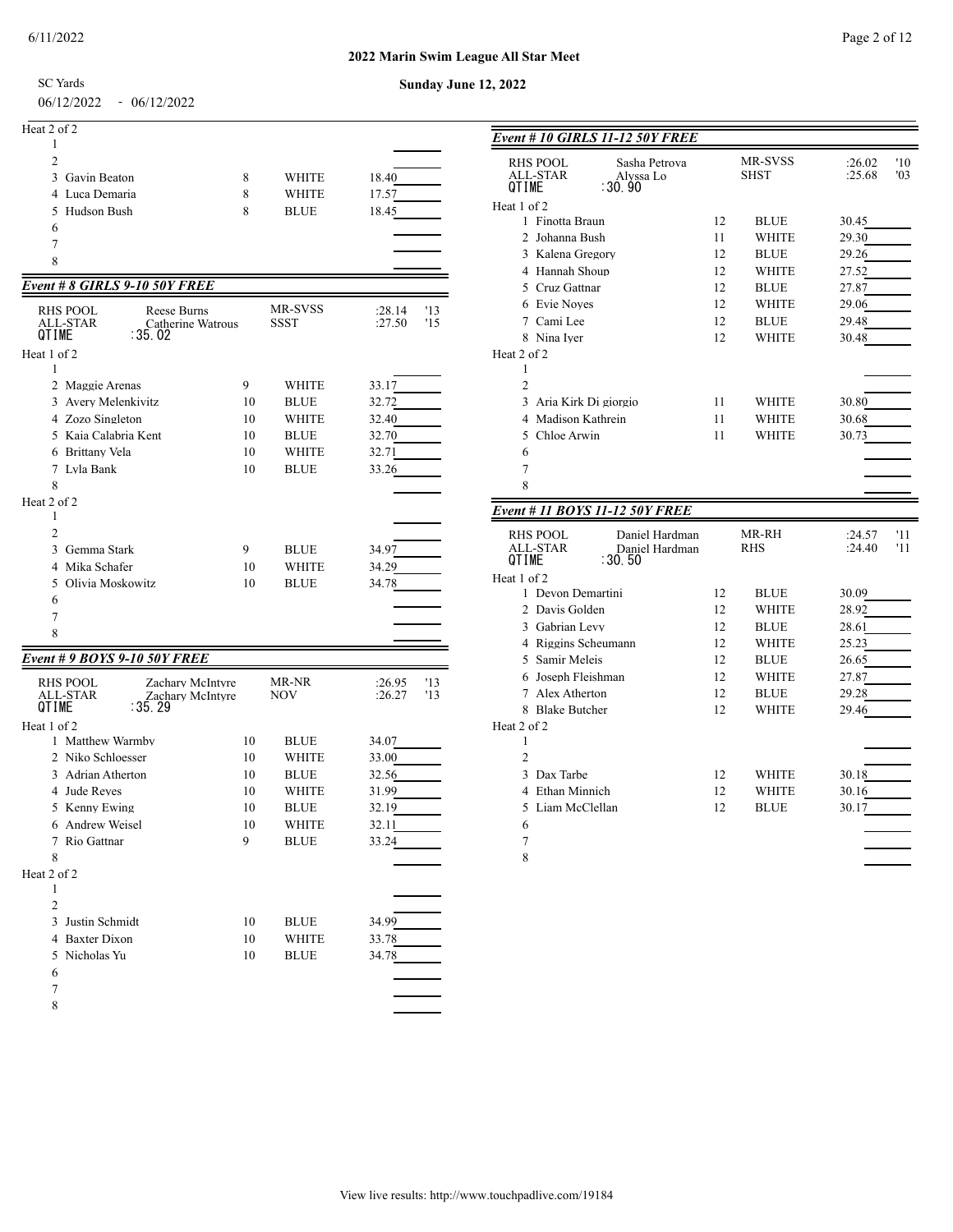**2022 Marin Swim League All Star Meet**

SC Yards

06/12/2022 - 06/12/2022

**Sunday June 12, 2022**

Heat 2 of 2

| Lane | Name | Age | Team | Seed Time |
|---|---|---|---|---|
| 1 | | | | |
| 2 | | | | |
| 3 | Gavin Beaton | 8 | WHITE | 18.40 |
| 4 | Luca Demaria | 8 | WHITE | 17.57 |
| 5 | Hudson Bush | 8 | BLUE | 18.45 |
| 6 | | | | |
| 7 | | | | |
| 8 | | | | |

### *Event # 8 GIRLS 9-10 50Y FREE*

| | | | | |
|---|---|---|---|---|
| RHS POOL | Reese Burns | MR-SVSS | :28.14 | '13 |
| ALL-STAR | Catherine Watrous | SSST | :27.50 | '15 |
| QTIME | :35.02 | | | |

Heat 1 of 2

| Lane | Name | Age | Team | Seed Time |
|---|---|---|---|---|
| 1 | | | | |
| 2 | Maggie Arenas | 9 | WHITE | 33.17 |
| 3 | Avery Melenkivitz | 10 | BLUE | 32.72 |
| 4 | Zozo Singleton | 10 | WHITE | 32.40 |
| 5 | Kaia Calabria Kent | 10 | BLUE | 32.70 |
| 6 | Brittany Vela | 10 | WHITE | 32.71 |
| 7 | Lyla Bank | 10 | BLUE | 33.26 |
| 8 | | | | |

Heat 2 of 2

| Lane | Name | Age | Team | Seed Time |
|---|---|---|---|---|
| 1 | | | | |
| 2 | | | | |
| 3 | Gemma Stark | 9 | BLUE | 34.97 |
| 4 | Mika Schafer | 10 | WHITE | 34.29 |
| 5 | Olivia Moskowitz | 10 | BLUE | 34.78 |
| 6 | | | | |
| 7 | | | | |
| 8 | | | | |

### *Event # 9 BOYS 9-10 50Y FREE*

| | | | | |
|---|---|---|---|---|
| RHS POOL | Zachary McIntyre | MR-NR | :26.95 | '13 |
| ALL-STAR | Zachary McIntyre | NOV | :26.27 | '13 |
| QTIME | :35.29 | | | |

Heat 1 of 2

| Lane | Name | Age | Team | Seed Time |
|---|---|---|---|---|
| 1 | Matthew Warmby | 10 | BLUE | 34.07 |
| 2 | Niko Schloesser | 10 | WHITE | 33.00 |
| 3 | Adrian Atherton | 10 | BLUE | 32.56 |
| 4 | Jude Reyes | 10 | WHITE | 31.99 |
| 5 | Kenny Ewing | 10 | BLUE | 32.19 |
| 6 | Andrew Weisel | 10 | WHITE | 32.11 |
| 7 | Rio Gattnar | 9 | BLUE | 33.24 |
| 8 | | | | |

Heat 2 of 2

| Lane | Name | Age | Team | Seed Time |
|---|---|---|---|---|
| 1 | | | | |
| 2 | | | | |
| 3 | Justin Schmidt | 10 | BLUE | 34.99 |
| 4 | Baxter Dixon | 10 | WHITE | 33.78 |
| 5 | Nicholas Yu | 10 | BLUE | 34.78 |
| 6 | | | | |
| 7 | | | | |
| 8 | | | | |

### *Event # 10 GIRLS 11-12 50Y FREE*

| | | | | |
|---|---|---|---|---|
| RHS POOL | Sasha Petrova | MR-SVSS | :26.02 | '10 |
| ALL-STAR | Alyssa Lo | SHST | :25.68 | '03 |
| QTIME | :30.90 | | | |

Heat 1 of 2

| Lane | Name | Age | Team | Seed Time |
|---|---|---|---|---|
| 1 | Finotta Braun | 12 | BLUE | 30.45 |
| 2 | Johanna Bush | 11 | WHITE | 29.30 |
| 3 | Kalena Gregory | 12 | BLUE | 29.26 |
| 4 | Hannah Shoup | 12 | WHITE | 27.52 |
| 5 | Cruz Gattnar | 12 | BLUE | 27.87 |
| 6 | Evie Noyes | 12 | WHITE | 29.06 |
| 7 | Cami Lee | 12 | BLUE | 29.48 |
| 8 | Nina Iyer | 12 | WHITE | 30.48 |

Heat 2 of 2

| Lane | Name | Age | Team | Seed Time |
|---|---|---|---|---|
| 1 | | | | |
| 2 | | | | |
| 3 | Aria Kirk Di giorgio | 11 | WHITE | 30.80 |
| 4 | Madison Kathrein | 11 | WHITE | 30.68 |
| 5 | Chloe Arwin | 11 | WHITE | 30.73 |
| 6 | | | | |
| 7 | | | | |
| 8 | | | | |

### *Event # 11 BOYS 11-12 50Y FREE*

| | | | | |
|---|---|---|---|---|
| RHS POOL | Daniel Hardman | MR-RH | :24.57 | '11 |
| ALL-STAR | Daniel Hardman | RHS | :24.40 | '11 |
| QTIME | :30.50 | | | |

Heat 1 of 2

| Lane | Name | Age | Team | Seed Time |
|---|---|---|---|---|
| 1 | Devon Demartini | 12 | BLUE | 30.09 |
| 2 | Davis Golden | 12 | WHITE | 28.92 |
| 3 | Gabrian Levy | 12 | BLUE | 28.61 |
| 4 | Riggins Scheumann | 12 | WHITE | 25.23 |
| 5 | Samir Meleis | 12 | BLUE | 26.65 |
| 6 | Joseph Fleishman | 12 | WHITE | 27.87 |
| 7 | Alex Atherton | 12 | BLUE | 29.28 |
| 8 | Blake Butcher | 12 | WHITE | 29.46 |

Heat 2 of 2

| Lane | Name | Age | Team | Seed Time |
|---|---|---|---|---|
| 1 | | | | |
| 2 | | | | |
| 3 | Dax Tarbe | 12 | WHITE | 30.18 |
| 4 | Ethan Minnich | 12 | WHITE | 30.16 |
| 5 | Liam McClellan | 12 | BLUE | 30.17 |
| 6 | | | | |
| 7 | | | | |
| 8 | | | | |

View live results: http://www.touchpadlive.com/19184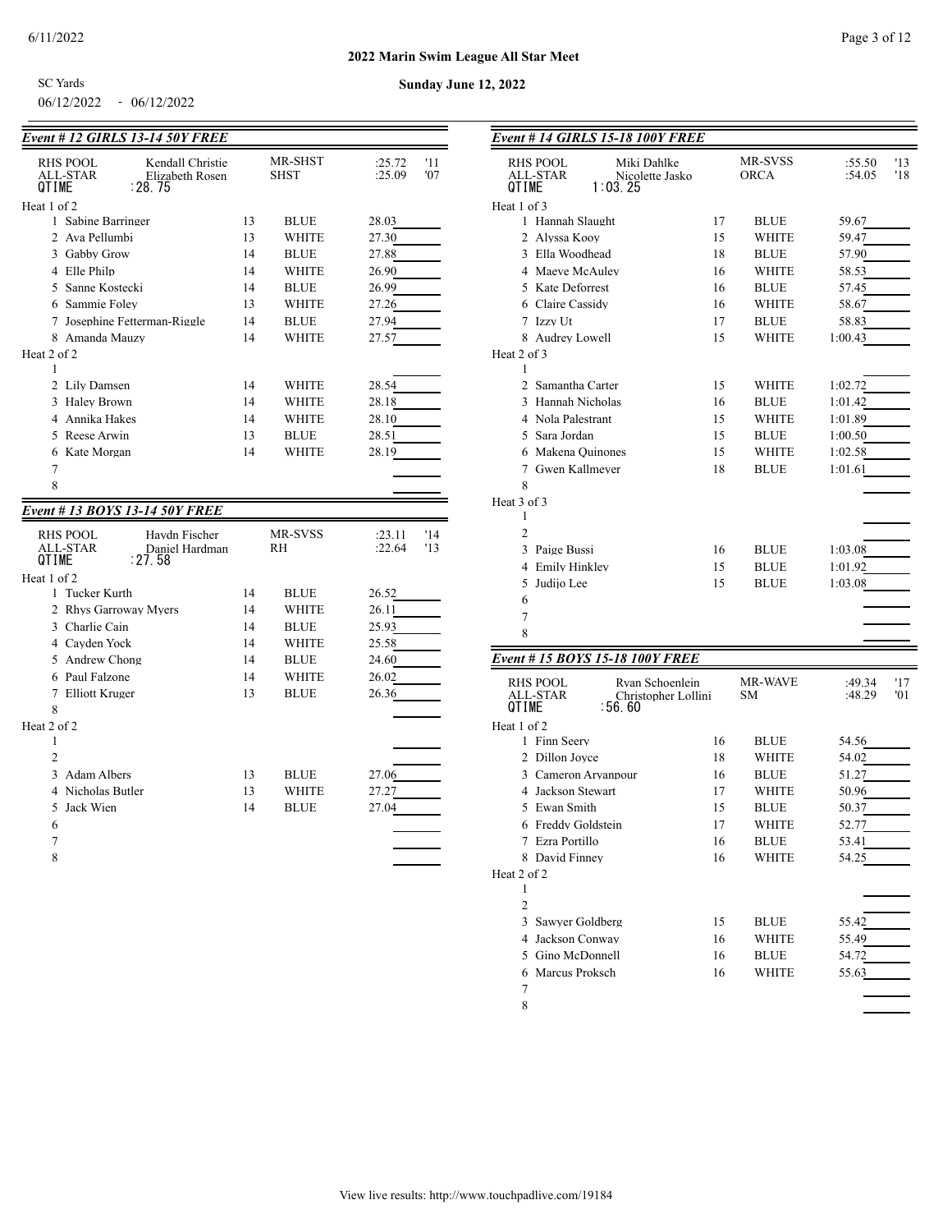**2022 Marin Swim League All Star Meet**

SC Yards

06/12/2022 - 06/12/2022

**Sunday June 12, 2022**

### *Event # 12 GIRLS 13-14 50Y FREE*

| | | | | |
|---|---|---|---|---|
| RHS POOL | Kendall Christie | MR-SHST | :25.72 | '11 |
| ALL-STAR | Elizabeth Rosen | SHST | :25.09 | '07 |
| QTIME | :28.75 | | | |

Heat 1 of 2

| Lane | Name | Age | Team | Seed |
|---|---|---|---|---|
| 1 | Sabine Barringer | 13 | BLUE | 28.03 |
| 2 | Ava Pellumbi | 13 | WHITE | 27.30 |
| 3 | Gabby Grow | 14 | BLUE | 27.88 |
| 4 | Elle Philp | 14 | WHITE | 26.90 |
| 5 | Sanne Kostecki | 14 | BLUE | 26.99 |
| 6 | Sammie Foley | 13 | WHITE | 27.26 |
| 7 | Josephine Fetterman-Riggle | 14 | BLUE | 27.94 |
| 8 | Amanda Mauzy | 14 | WHITE | 27.57 |

Heat 2 of 2

| Lane | Name | Age | Team | Seed |
|---|---|---|---|---|
| 1 | | | | |
| 2 | Lily Damsen | 14 | WHITE | 28.54 |
| 3 | Haley Brown | 14 | WHITE | 28.18 |
| 4 | Annika Hakes | 14 | WHITE | 28.10 |
| 5 | Reese Arwin | 13 | BLUE | 28.51 |
| 6 | Kate Morgan | 14 | WHITE | 28.19 |
| 7 | | | | |
| 8 | | | | |

### *Event # 13 BOYS 13-14 50Y FREE*

| | | | | |
|---|---|---|---|---|
| RHS POOL | Haydn Fischer | MR-SVSS | :23.11 | '14 |
| ALL-STAR | Daniel Hardman | RH | :22.64 | '13 |
| QTIME | :27.58 | | | |

Heat 1 of 2

| Lane | Name | Age | Team | Seed |
|---|---|---|---|---|
| 1 | Tucker Kurth | 14 | BLUE | 26.52 |
| 2 | Rhys Garroway Myers | 14 | WHITE | 26.11 |
| 3 | Charlie Cain | 14 | BLUE | 25.93 |
| 4 | Cayden Yock | 14 | WHITE | 25.58 |
| 5 | Andrew Chong | 14 | BLUE | 24.60 |
| 6 | Paul Falzone | 14 | WHITE | 26.02 |
| 7 | Elliott Kruger | 13 | BLUE | 26.36 |
| 8 | | | | |

Heat 2 of 2

| Lane | Name | Age | Team | Seed |
|---|---|---|---|---|
| 1 | | | | |
| 2 | | | | |
| 3 | Adam Albers | 13 | BLUE | 27.06 |
| 4 | Nicholas Butler | 13 | WHITE | 27.27 |
| 5 | Jack Wien | 14 | BLUE | 27.04 |
| 6 | | | | |
| 7 | | | | |
| 8 | | | | |

### *Event # 14 GIRLS 15-18 100Y FREE*

| | | | | |
|---|---|---|---|---|
| RHS POOL | Miki Dahlke | MR-SVSS | :55.50 | '13 |
| ALL-STAR | Nicolette Jasko | ORCA | :54.05 | '18 |
| QTIME | 1:03.25 | | | |

Heat 1 of 3

| Lane | Name | Age | Team | Seed |
|---|---|---|---|---|
| 1 | Hannah Slaught | 17 | BLUE | 59.67 |
| 2 | Alyssa Kooy | 15 | WHITE | 59.47 |
| 3 | Ella Woodhead | 18 | BLUE | 57.90 |
| 4 | Maeve McAuley | 16 | WHITE | 58.53 |
| 5 | Kate Deforrest | 16 | BLUE | 57.45 |
| 6 | Claire Cassidy | 16 | WHITE | 58.67 |
| 7 | Izzy Ut | 17 | BLUE | 58.83 |
| 8 | Audrey Lowell | 15 | WHITE | 1:00.43 |

Heat 2 of 3

| Lane | Name | Age | Team | Seed |
|---|---|---|---|---|
| 1 | | | | |
| 2 | Samantha Carter | 15 | WHITE | 1:02.72 |
| 3 | Hannah Nicholas | 16 | BLUE | 1:01.42 |
| 4 | Nola Palestrant | 15 | WHITE | 1:01.89 |
| 5 | Sara Jordan | 15 | BLUE | 1:00.50 |
| 6 | Makena Quinones | 15 | WHITE | 1:02.58 |
| 7 | Gwen Kallmeyer | 18 | BLUE | 1:01.61 |
| 8 | | | | |

Heat 3 of 3

| Lane | Name | Age | Team | Seed |
|---|---|---|---|---|
| 1 | | | | |
| 2 | | | | |
| 3 | Paige Bussi | 16 | BLUE | 1:03.08 |
| 4 | Emily Hinkley | 15 | BLUE | 1:01.92 |
| 5 | Judijo Lee | 15 | BLUE | 1:03.08 |
| 6 | | | | |
| 7 | | | | |
| 8 | | | | |

### *Event # 15 BOYS 15-18 100Y FREE*

| | | | | |
|---|---|---|---|---|
| RHS POOL | Ryan Schoenlein | MR-WAVE | :49.34 | '17 |
| ALL-STAR | Christopher Lollini | SM | :48.29 | '01 |
| QTIME | :56.60 | | | |

Heat 1 of 2

| Lane | Name | Age | Team | Seed |
|---|---|---|---|---|
| 1 | Finn Seery | 16 | BLUE | 54.56 |
| 2 | Dillon Joyce | 18 | WHITE | 54.02 |
| 3 | Cameron Aryanpour | 16 | BLUE | 51.27 |
| 4 | Jackson Stewart | 17 | WHITE | 50.96 |
| 5 | Ewan Smith | 15 | BLUE | 50.37 |
| 6 | Freddy Goldstein | 17 | WHITE | 52.77 |
| 7 | Ezra Portillo | 16 | BLUE | 53.41 |
| 8 | David Finney | 16 | WHITE | 54.25 |

Heat 2 of 2

| Lane | Name | Age | Team | Seed |
|---|---|---|---|---|
| 1 | | | | |
| 2 | | | | |
| 3 | Sawyer Goldberg | 15 | BLUE | 55.42 |
| 4 | Jackson Conway | 16 | WHITE | 55.49 |
| 5 | Gino McDonnell | 16 | BLUE | 54.72 |
| 6 | Marcus Proksch | 16 | WHITE | 55.63 |
| 7 | | | | |
| 8 | | | | |

View live results: http://www.touchpadlive.com/19184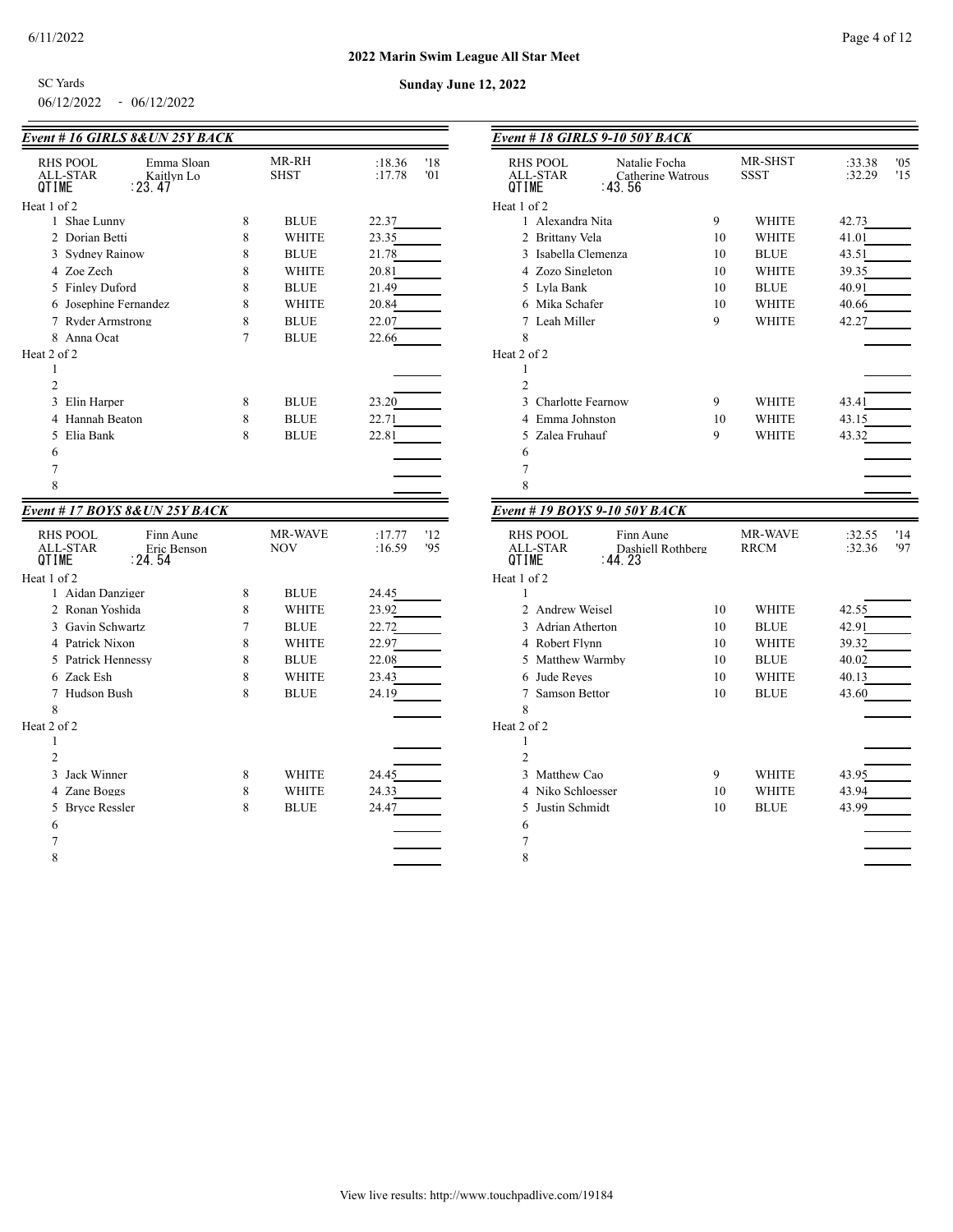# 2022 Marin Swim League All Star Meet

SC Yards — Sunday June 12, 2022

06/12/2022 - 06/12/2022

### Event # 16 GIRLS 8&UN 25Y BACK

| | | | | |
|---|---|---|---|---|
| RHS POOL | Emma Sloan | | MR-RH | :18.36 '18 |
| ALL-STAR | Kaitlyn Lo | | SHST | :17.78 '01 |
| QTIME | :23.47 | | | |

**Heat 1 of 2**

| Lane | Name | Age | Team | Seed Time |
|---|---|---|---|---|
| 1 | Shae Lunny | 8 | BLUE | 22.37 |
| 2 | Dorian Betti | 8 | WHITE | 23.35 |
| 3 | Sydney Rainow | 8 | BLUE | 21.78 |
| 4 | Zoe Zech | 8 | WHITE | 20.81 |
| 5 | Finley Duford | 8 | BLUE | 21.49 |
| 6 | Josephine Fernandez | 8 | WHITE | 20.84 |
| 7 | Ryder Armstrong | 8 | BLUE | 22.07 |
| 8 | Anna Ocat | 7 | BLUE | 22.66 |

**Heat 2 of 2**

| Lane | Name | Age | Team | Seed Time |
|---|---|---|---|---|
| 1 | | | | |
| 2 | | | | |
| 3 | Elin Harper | 8 | BLUE | 23.20 |
| 4 | Hannah Beaton | 8 | BLUE | 22.71 |
| 5 | Elia Bank | 8 | BLUE | 22.81 |
| 6 | | | | |
| 7 | | | | |
| 8 | | | | |

### Event # 17 BOYS 8&UN 25Y BACK

| | | | | |
|---|---|---|---|---|
| RHS POOL | Finn Aune | | MR-WAVE | :17.77 '12 |
| ALL-STAR | Eric Benson | | NOV | :16.59 '95 |
| QTIME | :24.54 | | | |

**Heat 1 of 2**

| Lane | Name | Age | Team | Seed Time |
|---|---|---|---|---|
| 1 | Aidan Danziger | 8 | BLUE | 24.45 |
| 2 | Ronan Yoshida | 8 | WHITE | 23.92 |
| 3 | Gavin Schwartz | 7 | BLUE | 22.72 |
| 4 | Patrick Nixon | 8 | WHITE | 22.97 |
| 5 | Patrick Hennessy | 8 | BLUE | 22.08 |
| 6 | Zack Esh | 8 | WHITE | 23.43 |
| 7 | Hudson Bush | 8 | BLUE | 24.19 |
| 8 | | | | |

**Heat 2 of 2**

| Lane | Name | Age | Team | Seed Time |
|---|---|---|---|---|
| 1 | | | | |
| 2 | | | | |
| 3 | Jack Winner | 8 | WHITE | 24.45 |
| 4 | Zane Boggs | 8 | WHITE | 24.33 |
| 5 | Bryce Ressler | 8 | BLUE | 24.47 |
| 6 | | | | |
| 7 | | | | |
| 8 | | | | |

### Event # 18 GIRLS 9-10 50Y BACK

| | | | | |
|---|---|---|---|---|
| RHS POOL | Natalie Focha | | MR-SHST | :33.38 '05 |
| ALL-STAR | Catherine Watrous | | SSST | :32.29 '15 |
| QTIME | :43.56 | | | |

**Heat 1 of 2**

| Lane | Name | Age | Team | Seed Time |
|---|---|---|---|---|
| 1 | Alexandra Nita | 9 | WHITE | 42.73 |
| 2 | Brittany Vela | 10 | WHITE | 41.01 |
| 3 | Isabella Clemenza | 10 | BLUE | 43.51 |
| 4 | Zozo Singleton | 10 | WHITE | 39.35 |
| 5 | Lyla Bank | 10 | BLUE | 40.91 |
| 6 | Mika Schafer | 10 | WHITE | 40.66 |
| 7 | Leah Miller | 9 | WHITE | 42.27 |
| 8 | | | | |

**Heat 2 of 2**

| Lane | Name | Age | Team | Seed Time |
|---|---|---|---|---|
| 1 | | | | |
| 2 | | | | |
| 3 | Charlotte Fearnow | 9 | WHITE | 43.41 |
| 4 | Emma Johnston | 10 | WHITE | 43.15 |
| 5 | Zalea Fruhauf | 9 | WHITE | 43.32 |
| 6 | | | | |
| 7 | | | | |
| 8 | | | | |

### Event # 19 BOYS 9-10 50Y BACK

| | | | | |
|---|---|---|---|---|
| RHS POOL | Finn Aune | | MR-WAVE | :32.55 '14 |
| ALL-STAR | Dashiell Rothberg | | RRCM | :32.36 '97 |
| QTIME | :44.23 | | | |

**Heat 1 of 2**

| Lane | Name | Age | Team | Seed Time |
|---|---|---|---|---|
| 1 | | | | |
| 2 | Andrew Weisel | 10 | WHITE | 42.55 |
| 3 | Adrian Atherton | 10 | BLUE | 42.91 |
| 4 | Robert Flynn | 10 | WHITE | 39.32 |
| 5 | Matthew Warmby | 10 | BLUE | 40.02 |
| 6 | Jude Reyes | 10 | WHITE | 40.13 |
| 7 | Samson Bettor | 10 | BLUE | 43.60 |
| 8 | | | | |

**Heat 2 of 2**

| Lane | Name | Age | Team | Seed Time |
|---|---|---|---|---|
| 1 | | | | |
| 2 | | | | |
| 3 | Matthew Cao | 9 | WHITE | 43.95 |
| 4 | Niko Schloesser | 10 | WHITE | 43.94 |
| 5 | Justin Schmidt | 10 | BLUE | 43.99 |
| 6 | | | | |
| 7 | | | | |
| 8 | | | | |

View live results: http://www.touchpadlive.com/19184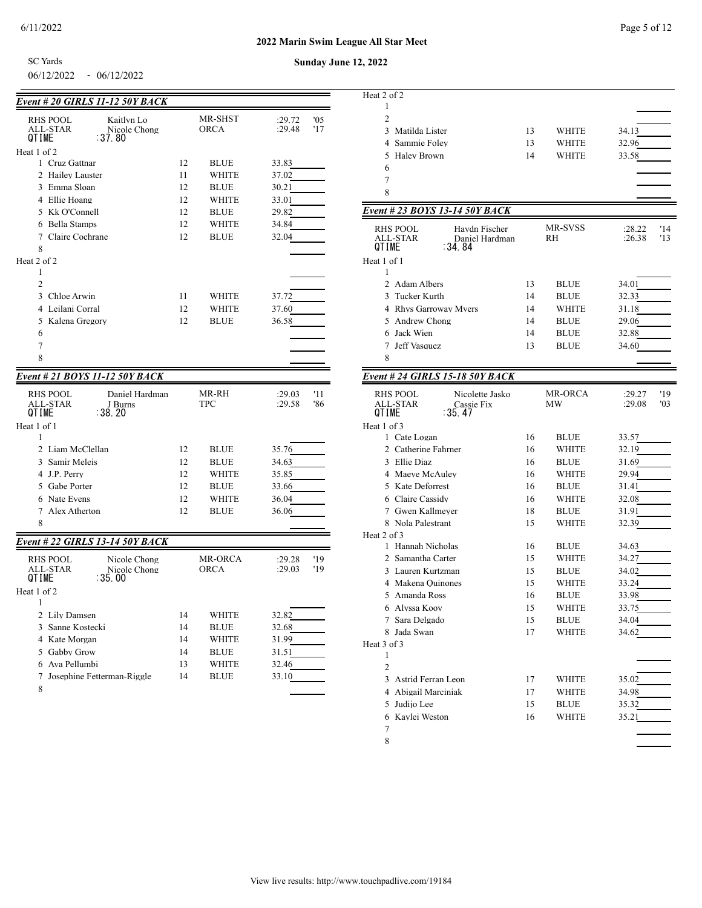**2022 Marin Swim League All Star Meet**

SC Yards

06/12/2022 - 06/12/2022

**Sunday June 12, 2022**

### *Event # 20 GIRLS 11-12 50Y BACK*

| | | | | |
|---|---|---|---|---|
| RHS POOL | Kaitlyn Lo | MR-SHST | :29.72 | '05 |
| ALL-STAR | Nicole Chong | ORCA | :29.48 | '17 |
| QTIME | :37.80 | | | |

Heat 1 of 2

| Lane | Name | Age | Team | Seed Time |
|---|---|---|---|---|
| 1 | Cruz Gattnar | 12 | BLUE | 33.83 |
| 2 | Hailey Lauster | 11 | WHITE | 37.02 |
| 3 | Emma Sloan | 12 | BLUE | 30.21 |
| 4 | Ellie Hoang | 12 | WHITE | 33.01 |
| 5 | Kk O'Connell | 12 | BLUE | 29.82 |
| 6 | Bella Stamps | 12 | WHITE | 34.84 |
| 7 | Claire Cochrane | 12 | BLUE | 32.04 |
| 8 | | | | |

Heat 2 of 2

| Lane | Name | Age | Team | Seed Time |
|---|---|---|---|---|
| 1 | | | | |
| 2 | | | | |
| 3 | Chloe Arwin | 11 | WHITE | 37.72 |
| 4 | Leilani Corral | 12 | WHITE | 37.60 |
| 5 | Kalena Gregory | 12 | BLUE | 36.58 |
| 6 | | | | |
| 7 | | | | |
| 8 | | | | |

### *Event # 21 BOYS 11-12 50Y BACK*

| | | | | |
|---|---|---|---|---|
| RHS POOL | Daniel Hardman | MR-RH | :29.03 | '11 |
| ALL-STAR | J Burns | TPC | :29.58 | '86 |
| QTIME | :38.20 | | | |

Heat 1 of 1

| Lane | Name | Age | Team | Seed Time |
|---|---|---|---|---|
| 1 | | | | |
| 2 | Liam McClellan | 12 | BLUE | 35.76 |
| 3 | Samir Meleis | 12 | BLUE | 34.63 |
| 4 | J.P. Perry | 12 | WHITE | 35.85 |
| 5 | Gabe Porter | 12 | BLUE | 33.66 |
| 6 | Nate Evens | 12 | WHITE | 36.04 |
| 7 | Alex Atherton | 12 | BLUE | 36.06 |
| 8 | | | | |

### *Event # 22 GIRLS 13-14 50Y BACK*

| | | | | |
|---|---|---|---|---|
| RHS POOL | Nicole Chong | MR-ORCA | :29.28 | '19 |
| ALL-STAR | Nicole Chong | ORCA | :29.03 | '19 |
| QTIME | :35.00 | | | |

Heat 1 of 2

| Lane | Name | Age | Team | Seed Time |
|---|---|---|---|---|
| 1 | | | | |
| 2 | Lily Damsen | 14 | WHITE | 32.82 |
| 3 | Sanne Kostecki | 14 | BLUE | 32.68 |
| 4 | Kate Morgan | 14 | WHITE | 31.99 |
| 5 | Gabby Grow | 14 | BLUE | 31.51 |
| 6 | Ava Pellumbi | 13 | WHITE | 32.46 |
| 7 | Josephine Fetterman-Riggle | 14 | BLUE | 33.10 |
| 8 | | | | |

Heat 2 of 2

| Lane | Name | Age | Team | Seed Time |
|---|---|---|---|---|
| 1 | | | | |
| 2 | | | | |
| 3 | Matilda Lister | 13 | WHITE | 34.13 |
| 4 | Sammie Foley | 13 | WHITE | 32.96 |
| 5 | Haley Brown | 14 | WHITE | 33.58 |
| 6 | | | | |
| 7 | | | | |
| 8 | | | | |

### *Event # 23 BOYS 13-14 50Y BACK*

| | | | | |
|---|---|---|---|---|
| RHS POOL | Haydn Fischer | MR-SVSS | :28.22 | '14 |
| ALL-STAR | Daniel Hardman | RH | :26.38 | '13 |
| QTIME | :34.84 | | | |

Heat 1 of 1

| Lane | Name | Age | Team | Seed Time |
|---|---|---|---|---|
| 1 | | | | |
| 2 | Adam Albers | 13 | BLUE | 34.01 |
| 3 | Tucker Kurth | 14 | BLUE | 32.33 |
| 4 | Rhys Garroway Myers | 14 | WHITE | 31.18 |
| 5 | Andrew Chong | 14 | BLUE | 29.06 |
| 6 | Jack Wien | 14 | BLUE | 32.88 |
| 7 | Jeff Vasquez | 13 | BLUE | 34.60 |
| 8 | | | | |

### *Event # 24 GIRLS 15-18 50Y BACK*

| | | | | |
|---|---|---|---|---|
| RHS POOL | Nicolette Jasko | MR-ORCA | :29.27 | '19 |
| ALL-STAR | Cassie Fix | MW | :29.08 | '03 |
| QTIME | :35.47 | | | |

Heat 1 of 3

| Lane | Name | Age | Team | Seed Time |
|---|---|---|---|---|
| 1 | Cate Logan | 16 | BLUE | 33.57 |
| 2 | Catherine Fahrner | 16 | WHITE | 32.19 |
| 3 | Ellie Diaz | 16 | BLUE | 31.69 |
| 4 | Maeve McAuley | 16 | WHITE | 29.94 |
| 5 | Kate Deforrest | 16 | BLUE | 31.41 |
| 6 | Claire Cassidy | 16 | WHITE | 32.08 |
| 7 | Gwen Kallmeyer | 18 | BLUE | 31.91 |
| 8 | Nola Palestrant | 15 | WHITE | 32.39 |

Heat 2 of 3

| Lane | Name | Age | Team | Seed Time |
|---|---|---|---|---|
| 1 | Hannah Nicholas | 16 | BLUE | 34.63 |
| 2 | Samantha Carter | 15 | WHITE | 34.27 |
| 3 | Lauren Kurtzman | 15 | BLUE | 34.02 |
| 4 | Makena Quinones | 15 | WHITE | 33.24 |
| 5 | Amanda Ross | 16 | BLUE | 33.98 |
| 6 | Alyssa Koov | 15 | WHITE | 33.75 |
| 7 | Sara Delgado | 15 | BLUE | 34.04 |
| 8 | Jada Swan | 17 | WHITE | 34.62 |

Heat 3 of 3

| Lane | Name | Age | Team | Seed Time |
|---|---|---|---|---|
| 1 | | | | |
| 2 | | | | |
| 3 | Astrid Ferran Leon | 17 | WHITE | 35.02 |
| 4 | Abigail Marciniak | 17 | WHITE | 34.98 |
| 5 | Judijo Lee | 15 | BLUE | 35.32 |
| 6 | Kaylei Weston | 16 | WHITE | 35.21 |
| 7 | | | | |
| 8 | | | | |

View live results: http://www.touchpadlive.com/19184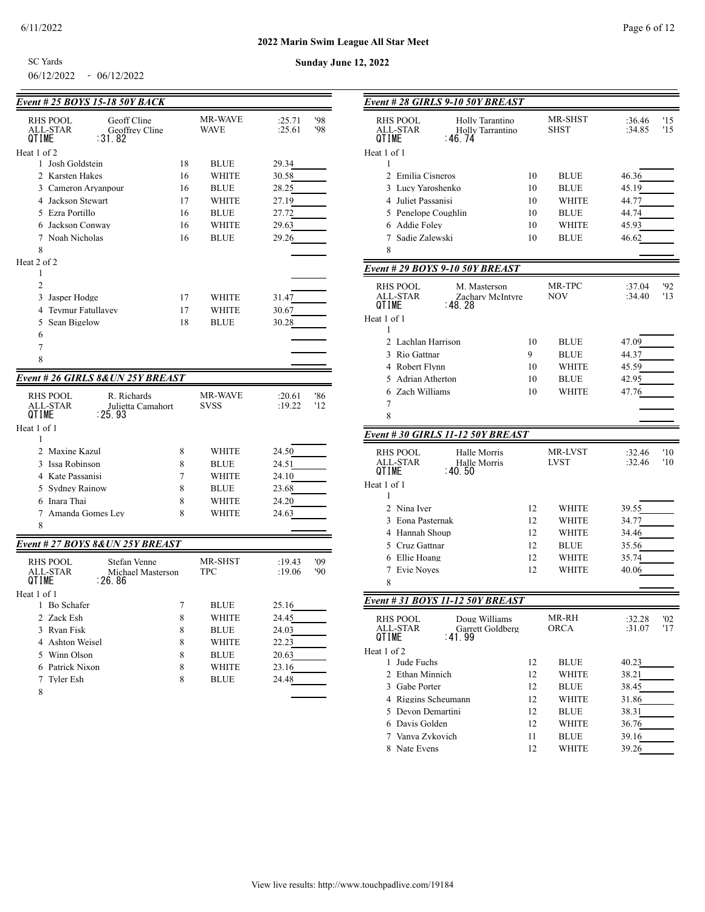# 2022 Marin Swim League All Star Meet

SC Yards

06/12/2022 - 06/12/2022

**Sunday June 12, 2022**

### *Event # 25 BOYS 15-18 50Y BACK*

| | | | |
|---|---|---|---|
| RHS POOL | Geoff Cline | MR-WAVE | :25.71 '98 |
| ALL-STAR | Geoffrey Cline | WAVE | :25.61 '98 |
| QTIME | :31.82 | | |

Heat 1 of 2

| Lane | Name | Age | Team | Seed Time |
|---|---|---|---|---|
| 1 | Josh Goldstein | 18 | BLUE | 29.34 |
| 2 | Karsten Hakes | 16 | WHITE | 30.58 |
| 3 | Cameron Aryanpour | 16 | BLUE | 28.25 |
| 4 | Jackson Stewart | 17 | WHITE | 27.19 |
| 5 | Ezra Portillo | 16 | BLUE | 27.72 |
| 6 | Jackson Conway | 16 | WHITE | 29.63 |
| 7 | Noah Nicholas | 16 | BLUE | 29.26 |
| 8 | | | | |

Heat 2 of 2

| Lane | Name | Age | Team | Seed Time |
|---|---|---|---|---|
| 1 | | | | |
| 2 | | | | |
| 3 | Jasper Hodge | 17 | WHITE | 31.47 |
| 4 | Teymur Fatullayev | 17 | WHITE | 30.67 |
| 5 | Sean Bigelow | 18 | BLUE | 30.28 |
| 6 | | | | |
| 7 | | | | |
| 8 | | | | |

### *Event # 26 GIRLS 8&UN 25Y BREAST*

| | | | |
|---|---|---|---|
| RHS POOL | R. Richards | MR-WAVE | :20.61 '86 |
| ALL-STAR | Julietta Camahort | SVSS | :19.22 '12 |
| QTIME | :25.93 | | |

Heat 1 of 1

| Lane | Name | Age | Team | Seed Time |
|---|---|---|---|---|
| 1 | | | | |
| 2 | Maxine Kazul | 8 | WHITE | 24.50 |
| 3 | Issa Robinson | 8 | BLUE | 24.51 |
| 4 | Kate Passanisi | 7 | WHITE | 24.10 |
| 5 | Sydney Rainow | 8 | BLUE | 23.68 |
| 6 | Inara Thai | 8 | WHITE | 24.20 |
| 7 | Amanda Gomes Ley | 8 | WHITE | 24.63 |
| 8 | | | | |

### *Event # 27 BOYS 8&UN 25Y BREAST*

| | | | |
|---|---|---|---|
| RHS POOL | Stefan Venne | MR-SHST | :19.43 '09 |
| ALL-STAR | Michael Masterson | TPC | :19.06 '90 |
| QTIME | :26.86 | | |

Heat 1 of 1

| Lane | Name | Age | Team | Seed Time |
|---|---|---|---|---|
| 1 | Bo Schafer | 7 | BLUE | 25.16 |
| 2 | Zack Esh | 8 | WHITE | 24.45 |
| 3 | Ryan Fisk | 8 | BLUE | 24.03 |
| 4 | Ashton Weisel | 8 | WHITE | 22.23 |
| 5 | Winn Olson | 8 | BLUE | 20.63 |
| 6 | Patrick Nixon | 8 | WHITE | 23.16 |
| 7 | Tyler Esh | 8 | BLUE | 24.48 |
| 8 | | | | |

### *Event # 28 GIRLS 9-10 50Y BREAST*

| | | | |
|---|---|---|---|
| RHS POOL | Holly Tarantino | MR-SHST | :36.46 '15 |
| ALL-STAR | Holly Tarrantino | SHST | :34.85 '15 |
| QTIME | :46.74 | | |

Heat 1 of 1

| Lane | Name | Age | Team | Seed Time |
|---|---|---|---|---|
| 1 | | | | |
| 2 | Emilia Cisneros | 10 | BLUE | 46.36 |
| 3 | Lucy Yaroshenko | 10 | BLUE | 45.19 |
| 4 | Juliet Passanisi | 10 | WHITE | 44.77 |
| 5 | Penelope Coughlin | 10 | BLUE | 44.74 |
| 6 | Addie Foley | 10 | WHITE | 45.93 |
| 7 | Sadie Zalewski | 10 | BLUE | 46.62 |
| 8 | | | | |

### *Event # 29 BOYS 9-10 50Y BREAST*

| | | | |
|---|---|---|---|
| RHS POOL | M. Masterson | MR-TPC | :37.04 '92 |
| ALL-STAR | Zachary McIntyre | NOV | :34.40 '13 |
| QTIME | :48.28 | | |

Heat 1 of 1

| Lane | Name | Age | Team | Seed Time |
|---|---|---|---|---|
| 1 | | | | |
| 2 | Lachlan Harrison | 10 | BLUE | 47.09 |
| 3 | Rio Gattnar | 9 | BLUE | 44.37 |
| 4 | Robert Flynn | 10 | WHITE | 45.59 |
| 5 | Adrian Atherton | 10 | BLUE | 42.95 |
| 6 | Zach Williams | 10 | WHITE | 47.76 |
| 7 | | | | |
| 8 | | | | |

### *Event # 30 GIRLS 11-12 50Y BREAST*

| | | | |
|---|---|---|---|
| RHS POOL | Halle Morris | MR-LVST | :32.46 '10 |
| ALL-STAR | Halle Morris | LVST | :32.46 '10 |
| QTIME | :40.50 | | |

Heat 1 of 1

| Lane | Name | Age | Team | Seed Time |
|---|---|---|---|---|
| 1 | | | | |
| 2 | Nina Iyer | 12 | WHITE | 39.55 |
| 3 | Eona Pasternak | 12 | WHITE | 34.77 |
| 4 | Hannah Shoup | 12 | WHITE | 34.46 |
| 5 | Cruz Gattnar | 12 | BLUE | 35.56 |
| 6 | Ellie Hoang | 12 | WHITE | 35.74 |
| 7 | Evie Noyes | 12 | WHITE | 40.06 |
| 8 | | | | |

### *Event # 31 BOYS 11-12 50Y BREAST*

| | | | |
|---|---|---|---|
| RHS POOL | Doug Williams | MR-RH | :32.28 '02 |
| ALL-STAR | Garrett Goldberg | ORCA | :31.07 '17 |
| QTIME | :41.99 | | |

Heat 1 of 2

| Lane | Name | Age | Team | Seed Time |
|---|---|---|---|---|
| 1 | Jude Fuchs | 12 | BLUE | 40.23 |
| 2 | Ethan Minnich | 12 | WHITE | 38.21 |
| 3 | Gabe Porter | 12 | BLUE | 38.45 |
| 4 | Riggins Scheumann | 12 | WHITE | 31.86 |
| 5 | Devon Demartini | 12 | BLUE | 38.31 |
| 6 | Davis Golden | 12 | WHITE | 36.76 |
| 7 | Vanya Zykovich | 11 | BLUE | 39.16 |
| 8 | Nate Evens | 12 | WHITE | 39.26 |

View live results: http://www.touchpadlive.com/19184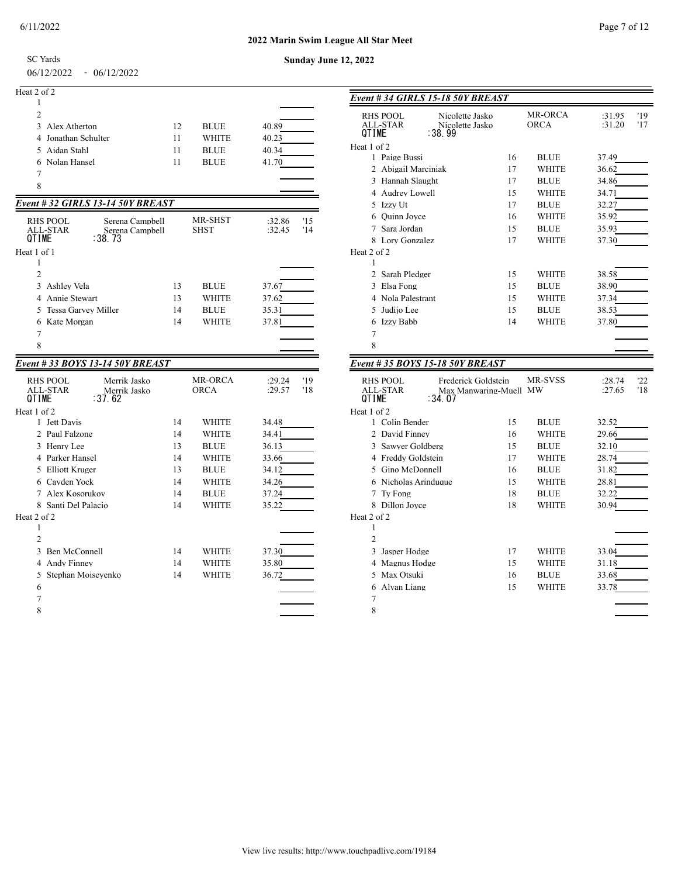**2022 Marin Swim League All Star Meet**

SC Yards — **Sunday June 12, 2022**

06/12/2022 - 06/12/2022

Heat 2 of 2

| Lane | Name | Age | Team | Seed Time |
|---|---|---|---|---|
| 1 | | | | |
| 2 | | | | |
| 3 | Alex Atherton | 12 | BLUE | 40.89 |
| 4 | Jonathan Schulter | 11 | WHITE | 40.23 |
| 5 | Aidan Stahl | 11 | BLUE | 40.34 |
| 6 | Nolan Hansel | 11 | BLUE | 41.70 |
| 7 | | | | |
| 8 | | | | |

### *Event # 32 GIRLS 13-14 50Y BREAST*

| | | | | |
|---|---|---|---|---|
| RHS POOL | Serena Campbell | MR-SHST | :32.86 | '15 |
| ALL-STAR | Serena Campbell | SHST | :32.45 | '14 |
| QTIME | :38.73 | | | |

Heat 1 of 1

| Lane | Name | Age | Team | Seed Time |
|---|---|---|---|---|
| 1 | | | | |
| 2 | | | | |
| 3 | Ashley Vela | 13 | BLUE | 37.67 |
| 4 | Annie Stewart | 13 | WHITE | 37.62 |
| 5 | Tessa Garvey Miller | 14 | BLUE | 35.31 |
| 6 | Kate Morgan | 14 | WHITE | 37.81 |
| 7 | | | | |
| 8 | | | | |

### *Event # 33 BOYS 13-14 50Y BREAST*

| | | | | |
|---|---|---|---|---|
| RHS POOL | Merrik Jasko | MR-ORCA | :29.24 | '19 |
| ALL-STAR | Merrik Jasko | ORCA | :29.57 | '18 |
| QTIME | :37.62 | | | |

Heat 1 of 2

| Lane | Name | Age | Team | Seed Time |
|---|---|---|---|---|
| 1 | Jett Davis | 14 | WHITE | 34.48 |
| 2 | Paul Falzone | 14 | WHITE | 34.41 |
| 3 | Henry Lee | 13 | BLUE | 36.13 |
| 4 | Parker Hansel | 14 | WHITE | 33.66 |
| 5 | Elliott Kruger | 13 | BLUE | 34.12 |
| 6 | Cayden Yock | 14 | WHITE | 34.26 |
| 7 | Alex Kosorukov | 14 | BLUE | 37.24 |
| 8 | Santi Del Palacio | 14 | WHITE | 35.22 |

Heat 2 of 2

| Lane | Name | Age | Team | Seed Time |
|---|---|---|---|---|
| 1 | | | | |
| 2 | | | | |
| 3 | Ben McConnell | 14 | WHITE | 37.30 |
| 4 | Andy Finney | 14 | WHITE | 35.80 |
| 5 | Stephan Moiseyenko | 14 | WHITE | 36.72 |
| 6 | | | | |
| 7 | | | | |
| 8 | | | | |

### *Event # 34 GIRLS 15-18 50Y BREAST*

| | | | | |
|---|---|---|---|---|
| RHS POOL | Nicolette Jasko | MR-ORCA | :31.95 | '19 |
| ALL-STAR | Nicolette Jasko | ORCA | :31.20 | '17 |
| QTIME | :38.99 | | | |

Heat 1 of 2

| Lane | Name | Age | Team | Seed Time |
|---|---|---|---|---|
| 1 | Paige Bussi | 16 | BLUE | 37.49 |
| 2 | Abigail Marciniak | 17 | WHITE | 36.62 |
| 3 | Hannah Slaught | 17 | BLUE | 34.86 |
| 4 | Audrey Lowell | 15 | WHITE | 34.71 |
| 5 | Izzy Ut | 17 | BLUE | 32.27 |
| 6 | Quinn Joyce | 16 | WHITE | 35.92 |
| 7 | Sara Jordan | 15 | BLUE | 35.93 |
| 8 | Lory Gonzalez | 17 | WHITE | 37.30 |

Heat 2 of 2

| Lane | Name | Age | Team | Seed Time |
|---|---|---|---|---|
| 1 | | | | |
| 2 | Sarah Pledger | 15 | WHITE | 38.58 |
| 3 | Elsa Fong | 15 | BLUE | 38.90 |
| 4 | Nola Palestrant | 15 | WHITE | 37.34 |
| 5 | Judijo Lee | 15 | BLUE | 38.53 |
| 6 | Izzy Babb | 14 | WHITE | 37.80 |
| 7 | | | | |
| 8 | | | | |

### *Event # 35 BOYS 15-18 50Y BREAST*

| | | | | |
|---|---|---|---|---|
| RHS POOL | Frederick Goldstein | MR-SVSS | :28.74 | '22 |
| ALL-STAR | Max Manwaring-Muell | MW | :27.65 | '18 |
| QTIME | :34.07 | | | |

Heat 1 of 2

| Lane | Name | Age | Team | Seed Time |
|---|---|---|---|---|
| 1 | Colin Bender | 15 | BLUE | 32.52 |
| 2 | David Finney | 16 | WHITE | 29.66 |
| 3 | Sawyer Goldberg | 15 | BLUE | 32.10 |
| 4 | Freddy Goldstein | 17 | WHITE | 28.74 |
| 5 | Gino McDonnell | 16 | BLUE | 31.82 |
| 6 | Nicholas Arinduque | 15 | WHITE | 28.81 |
| 7 | Ty Fong | 18 | BLUE | 32.22 |
| 8 | Dillon Joyce | 18 | WHITE | 30.94 |

Heat 2 of 2

| Lane | Name | Age | Team | Seed Time |
|---|---|---|---|---|
| 1 | | | | |
| 2 | | | | |
| 3 | Jasper Hodge | 17 | WHITE | 33.04 |
| 4 | Magnus Hodge | 15 | WHITE | 31.18 |
| 5 | Max Otsuki | 16 | BLUE | 33.68 |
| 6 | Alvan Liang | 15 | WHITE | 33.78 |
| 7 | | | | |
| 8 | | | | |

View live results: http://www.touchpadlive.com/19184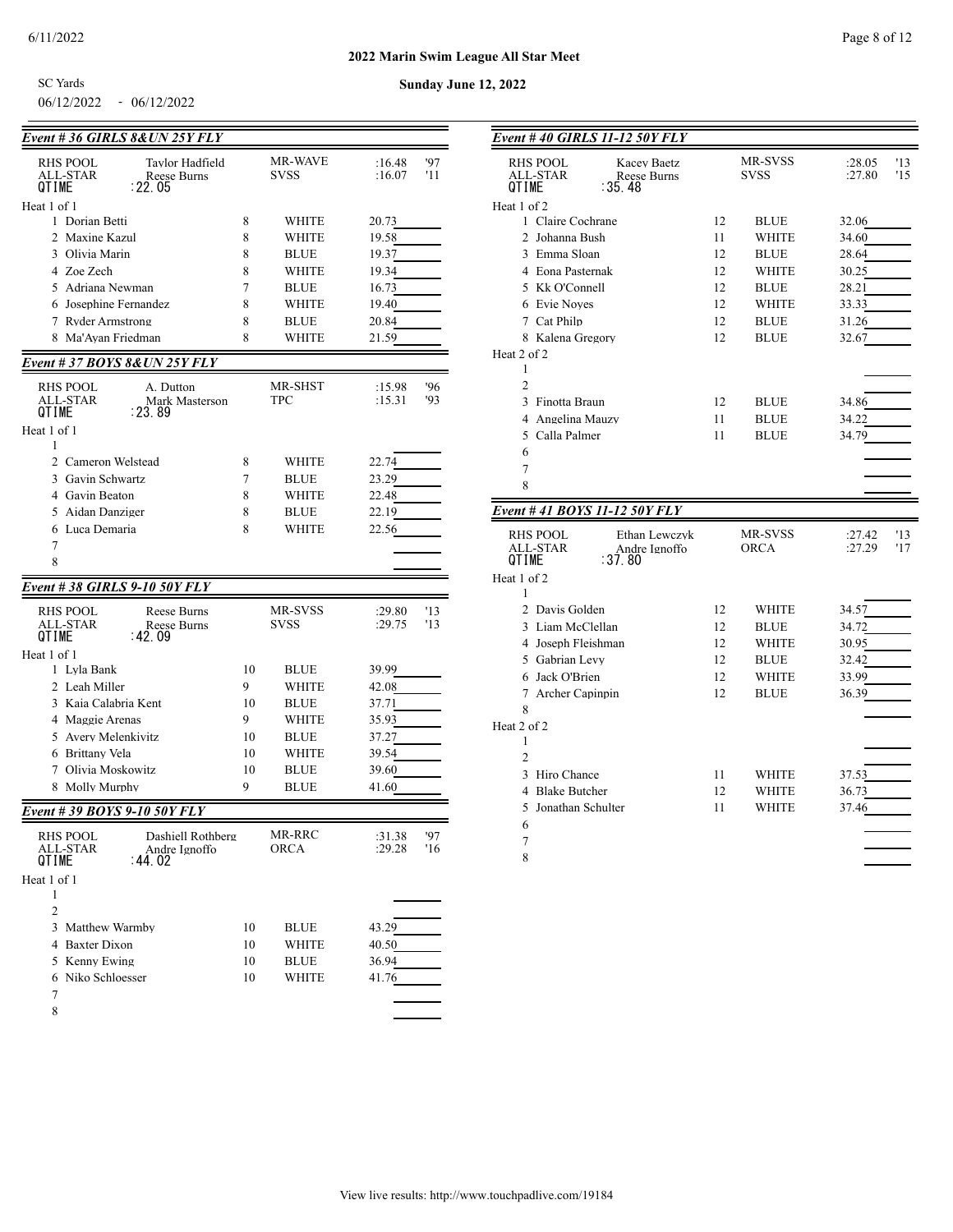## 2022 Marin Swim League All Star Meet

SC Yards — Sunday June 12, 2022

06/12/2022 - 06/12/2022

### Event # 36 GIRLS 8&UN 25Y FLY

| | | | | |
|---|---|---|---|---|
| RHS POOL | Taylor Hadfield | MR-WAVE | :16.48 | '97 |
| ALL-STAR | Reese Burns | SVSS | :16.07 | '11 |
| QTIME | :22.05 | | | |

Heat 1 of 1

| Lane | Name | Age | Team | Seed Time |
|---|---|---|---|---|
| 1 | Dorian Betti | 8 | WHITE | 20.73 |
| 2 | Maxine Kazul | 8 | WHITE | 19.58 |
| 3 | Olivia Marin | 8 | BLUE | 19.37 |
| 4 | Zoe Zech | 8 | WHITE | 19.34 |
| 5 | Adriana Newman | 7 | BLUE | 16.73 |
| 6 | Josephine Fernandez | 8 | WHITE | 19.40 |
| 7 | Ryder Armstrong | 8 | BLUE | 20.84 |
| 8 | Ma'Ayan Friedman | 8 | WHITE | 21.59 |

### Event # 37 BOYS 8&UN 25Y FLY

| | | | | |
|---|---|---|---|---|
| RHS POOL | A. Dutton | MR-SHST | :15.98 | '96 |
| ALL-STAR | Mark Masterson | TPC | :15.31 | '93 |
| QTIME | :23.89 | | | |

Heat 1 of 1

| Lane | Name | Age | Team | Seed Time |
|---|---|---|---|---|
| 1 | | | | |
| 2 | Cameron Welstead | 8 | WHITE | 22.74 |
| 3 | Gavin Schwartz | 7 | BLUE | 23.29 |
| 4 | Gavin Beaton | 8 | WHITE | 22.48 |
| 5 | Aidan Danziger | 8 | BLUE | 22.19 |
| 6 | Luca Demaria | 8 | WHITE | 22.56 |
| 7 | | | | |
| 8 | | | | |

### Event # 38 GIRLS 9-10 50Y FLY

| | | | | |
|---|---|---|---|---|
| RHS POOL | Reese Burns | MR-SVSS | :29.80 | '13 |
| ALL-STAR | Reese Burns | SVSS | :29.75 | '13 |
| QTIME | :42.09 | | | |

Heat 1 of 1

| Lane | Name | Age | Team | Seed Time |
|---|---|---|---|---|
| 1 | Lyla Bank | 10 | BLUE | 39.99 |
| 2 | Leah Miller | 9 | WHITE | 42.08 |
| 3 | Kaia Calabria Kent | 10 | BLUE | 37.71 |
| 4 | Maggie Arenas | 9 | WHITE | 35.93 |
| 5 | Avery Melenkivitz | 10 | BLUE | 37.27 |
| 6 | Brittany Vela | 10 | WHITE | 39.54 |
| 7 | Olivia Moskowitz | 10 | BLUE | 39.60 |
| 8 | Molly Murphy | 9 | BLUE | 41.60 |

### Event # 39 BOYS 9-10 50Y FLY

| | | | | |
|---|---|---|---|---|
| RHS POOL | Dashiell Rothberg | MR-RRC | :31.38 | '97 |
| ALL-STAR | Andre Ignoffo | ORCA | :29.28 | '16 |
| QTIME | :44.02 | | | |

Heat 1 of 1

| Lane | Name | Age | Team | Seed Time |
|---|---|---|---|---|
| 1 | | | | |
| 2 | | | | |
| 3 | Matthew Warmby | 10 | BLUE | 43.29 |
| 4 | Baxter Dixon | 10 | WHITE | 40.50 |
| 5 | Kenny Ewing | 10 | BLUE | 36.94 |
| 6 | Niko Schloesser | 10 | WHITE | 41.76 |
| 7 | | | | |
| 8 | | | | |

### Event # 40 GIRLS 11-12 50Y FLY

| | | | | |
|---|---|---|---|---|
| RHS POOL | Kacey Baetz | MR-SVSS | :28.05 | '13 |
| ALL-STAR | Reese Burns | SVSS | :27.80 | '15 |
| QTIME | :35.48 | | | |

Heat 1 of 2

| Lane | Name | Age | Team | Seed Time |
|---|---|---|---|---|
| 1 | Claire Cochrane | 12 | BLUE | 32.06 |
| 2 | Johanna Bush | 11 | WHITE | 34.60 |
| 3 | Emma Sloan | 12 | BLUE | 28.64 |
| 4 | Eona Pasternak | 12 | WHITE | 30.25 |
| 5 | Kk O'Connell | 12 | BLUE | 28.21 |
| 6 | Evie Noyes | 12 | WHITE | 33.33 |
| 7 | Cat Philp | 12 | BLUE | 31.26 |
| 8 | Kalena Gregory | 12 | BLUE | 32.67 |

Heat 2 of 2

| Lane | Name | Age | Team | Seed Time |
|---|---|---|---|---|
| 1 | | | | |
| 2 | | | | |
| 3 | Finotta Braun | 12 | BLUE | 34.86 |
| 4 | Angelina Mauzy | 11 | BLUE | 34.22 |
| 5 | Calla Palmer | 11 | BLUE | 34.79 |
| 6 | | | | |
| 7 | | | | |
| 8 | | | | |

### Event # 41 BOYS 11-12 50Y FLY

| | | | | |
|---|---|---|---|---|
| RHS POOL | Ethan Lewczyk | MR-SVSS | :27.42 | '13 |
| ALL-STAR | Andre Ignoffo | ORCA | :27.29 | '17 |
| QTIME | :37.80 | | | |

Heat 1 of 2

| Lane | Name | Age | Team | Seed Time |
|---|---|---|---|---|
| 1 | | | | |
| 2 | Davis Golden | 12 | WHITE | 34.57 |
| 3 | Liam McClellan | 12 | BLUE | 34.72 |
| 4 | Joseph Fleishman | 12 | WHITE | 30.95 |
| 5 | Gabrian Levy | 12 | BLUE | 32.42 |
| 6 | Jack O'Brien | 12 | WHITE | 33.99 |
| 7 | Archer Capinpin | 12 | BLUE | 36.39 |
| 8 | | | | |

Heat 2 of 2

| Lane | Name | Age | Team | Seed Time |
|---|---|---|---|---|
| 1 | | | | |
| 2 | | | | |
| 3 | Hiro Chance | 11 | WHITE | 37.53 |
| 4 | Blake Butcher | 12 | WHITE | 36.73 |
| 5 | Jonathan Schulter | 11 | WHITE | 37.46 |
| 6 | | | | |
| 7 | | | | |
| 8 | | | | |

View live results: http://www.touchpadlive.com/19184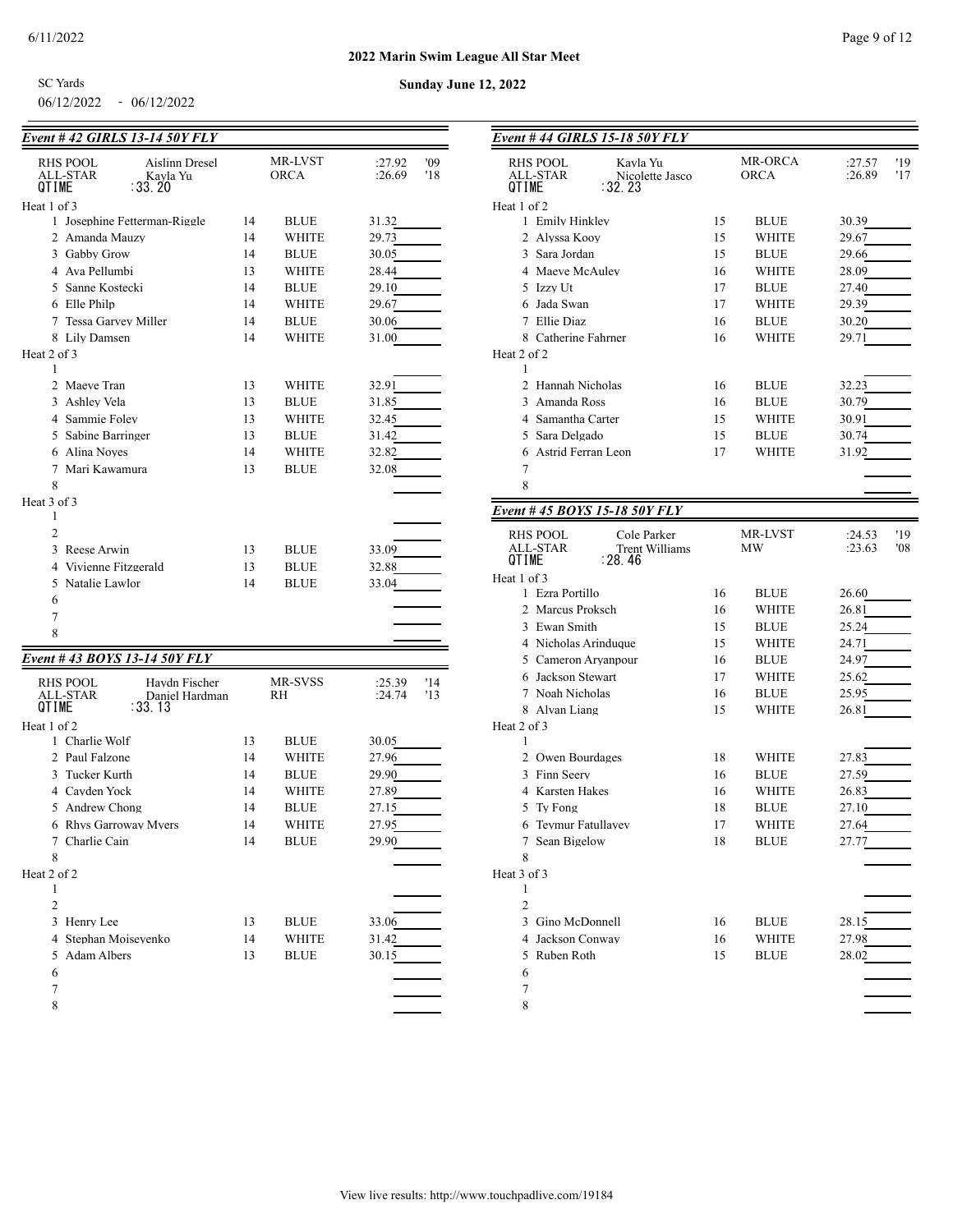2022 Marin Swim League All Star Meet

SC Yards — Sunday June 12, 2022

06/12/2022 - 06/12/2022

## Event # 42 GIRLS 13-14 50Y FLY

| | | | |
|---|---|---|---|
| RHS POOL | Aislinn Dresel | MR-LVST | :27.92 '09 |
| ALL-STAR | Kayla Yu | ORCA | :26.69 '18 |
| QTIME | :33.20 | | |

**Heat 1 of 3**

| Lane | Name | Age | Team | Seed Time |
|---|---|---|---|---|
| 1 | Josephine Fetterman-Riggle | 14 | BLUE | 31.32 |
| 2 | Amanda Mauzy | 14 | WHITE | 29.73 |
| 3 | Gabby Grow | 14 | BLUE | 30.05 |
| 4 | Ava Pellumbi | 13 | WHITE | 28.44 |
| 5 | Sanne Kostecki | 14 | BLUE | 29.10 |
| 6 | Elle Philp | 14 | WHITE | 29.67 |
| 7 | Tessa Garvey Miller | 14 | BLUE | 30.06 |
| 8 | Lily Damsen | 14 | WHITE | 31.00 |

**Heat 2 of 3**

| Lane | Name | Age | Team | Seed Time |
|---|---|---|---|---|
| 1 | | | | |
| 2 | Maeve Tran | 13 | WHITE | 32.91 |
| 3 | Ashley Vela | 13 | BLUE | 31.85 |
| 4 | Sammie Foley | 13 | WHITE | 32.45 |
| 5 | Sabine Barringer | 13 | BLUE | 31.42 |
| 6 | Alina Noyes | 14 | WHITE | 32.82 |
| 7 | Mari Kawamura | 13 | BLUE | 32.08 |
| 8 | | | | |

**Heat 3 of 3**

| Lane | Name | Age | Team | Seed Time |
|---|---|---|---|---|
| 1 | | | | |
| 2 | | | | |
| 3 | Reese Arwin | 13 | BLUE | 33.09 |
| 4 | Vivienne Fitzgerald | 13 | BLUE | 32.88 |
| 5 | Natalie Lawlor | 14 | BLUE | 33.04 |
| 6 | | | | |
| 7 | | | | |
| 8 | | | | |

## Event # 43 BOYS 13-14 50Y FLY

| | | | |
|---|---|---|---|
| RHS POOL | Haydn Fischer | MR-SVSS | :25.39 '14 |
| ALL-STAR | Daniel Hardman | RH | :24.74 '13 |
| QTIME | :33.13 | | |

**Heat 1 of 2**

| Lane | Name | Age | Team | Seed Time |
|---|---|---|---|---|
| 1 | Charlie Wolf | 13 | BLUE | 30.05 |
| 2 | Paul Falzone | 14 | WHITE | 27.96 |
| 3 | Tucker Kurth | 14 | BLUE | 29.90 |
| 4 | Cayden Yock | 14 | WHITE | 27.89 |
| 5 | Andrew Chong | 14 | BLUE | 27.15 |
| 6 | Rhys Garroway Myers | 14 | WHITE | 27.95 |
| 7 | Charlie Cain | 14 | BLUE | 29.90 |
| 8 | | | | |

**Heat 2 of 2**

| Lane | Name | Age | Team | Seed Time |
|---|---|---|---|---|
| 1 | | | | |
| 2 | | | | |
| 3 | Henry Lee | 13 | BLUE | 33.06 |
| 4 | Stephan Moiseyenko | 14 | WHITE | 31.42 |
| 5 | Adam Albers | 13 | BLUE | 30.15 |
| 6 | | | | |
| 7 | | | | |
| 8 | | | | |

## Event # 44 GIRLS 15-18 50Y FLY

| | | | |
|---|---|---|---|
| RHS POOL | Kayla Yu | MR-ORCA | :27.57 '19 |
| ALL-STAR | Nicolette Jasco | ORCA | :26.89 '17 |
| QTIME | :32.23 | | |

**Heat 1 of 2**

| Lane | Name | Age | Team | Seed Time |
|---|---|---|---|---|
| 1 | Emily Hinkley | 15 | BLUE | 30.39 |
| 2 | Alyssa Kooy | 15 | WHITE | 29.67 |
| 3 | Sara Jordan | 15 | BLUE | 29.66 |
| 4 | Maeve McAuley | 16 | WHITE | 28.09 |
| 5 | Izzy Ut | 17 | BLUE | 27.40 |
| 6 | Jada Swan | 17 | WHITE | 29.39 |
| 7 | Ellie Diaz | 16 | BLUE | 30.20 |
| 8 | Catherine Fahrner | 16 | WHITE | 29.71 |

**Heat 2 of 2**

| Lane | Name | Age | Team | Seed Time |
|---|---|---|---|---|
| 1 | | | | |
| 2 | Hannah Nicholas | 16 | BLUE | 32.23 |
| 3 | Amanda Ross | 16 | BLUE | 30.79 |
| 4 | Samantha Carter | 15 | WHITE | 30.91 |
| 5 | Sara Delgado | 15 | BLUE | 30.74 |
| 6 | Astrid Ferran Leon | 17 | WHITE | 31.92 |
| 7 | | | | |
| 8 | | | | |

## Event # 45 BOYS 15-18 50Y FLY

| | | | |
|---|---|---|---|
| RHS POOL | Cole Parker | MR-LVST | :24.53 '19 |
| ALL-STAR | Trent Williams | MW | :23.63 '08 |
| QTIME | :28.46 | | |

**Heat 1 of 3**

| Lane | Name | Age | Team | Seed Time |
|---|---|---|---|---|
| 1 | Ezra Portillo | 16 | BLUE | 26.60 |
| 2 | Marcus Proksch | 16 | WHITE | 26.81 |
| 3 | Ewan Smith | 15 | BLUE | 25.24 |
| 4 | Nicholas Arinduque | 15 | WHITE | 24.71 |
| 5 | Cameron Aryanpour | 16 | BLUE | 24.97 |
| 6 | Jackson Stewart | 17 | WHITE | 25.62 |
| 7 | Noah Nicholas | 16 | BLUE | 25.95 |
| 8 | Alvan Liang | 15 | WHITE | 26.81 |

**Heat 2 of 3**

| Lane | Name | Age | Team | Seed Time |
|---|---|---|---|---|
| 1 | | | | |
| 2 | Owen Bourdages | 18 | WHITE | 27.83 |
| 3 | Finn Seery | 16 | BLUE | 27.59 |
| 4 | Karsten Hakes | 16 | WHITE | 26.83 |
| 5 | Ty Fong | 18 | BLUE | 27.10 |
| 6 | Teymur Fatullayev | 17 | WHITE | 27.64 |
| 7 | Sean Bigelow | 18 | BLUE | 27.77 |
| 8 | | | | |

**Heat 3 of 3**

| Lane | Name | Age | Team | Seed Time |
|---|---|---|---|---|
| 1 | | | | |
| 2 | | | | |
| 3 | Gino McDonnell | 16 | BLUE | 28.15 |
| 4 | Jackson Conway | 16 | WHITE | 27.98 |
| 5 | Ruben Roth | 15 | BLUE | 28.02 |
| 6 | | | | |
| 7 | | | | |
| 8 | | | | |

View live results: http://www.touchpadlive.com/19184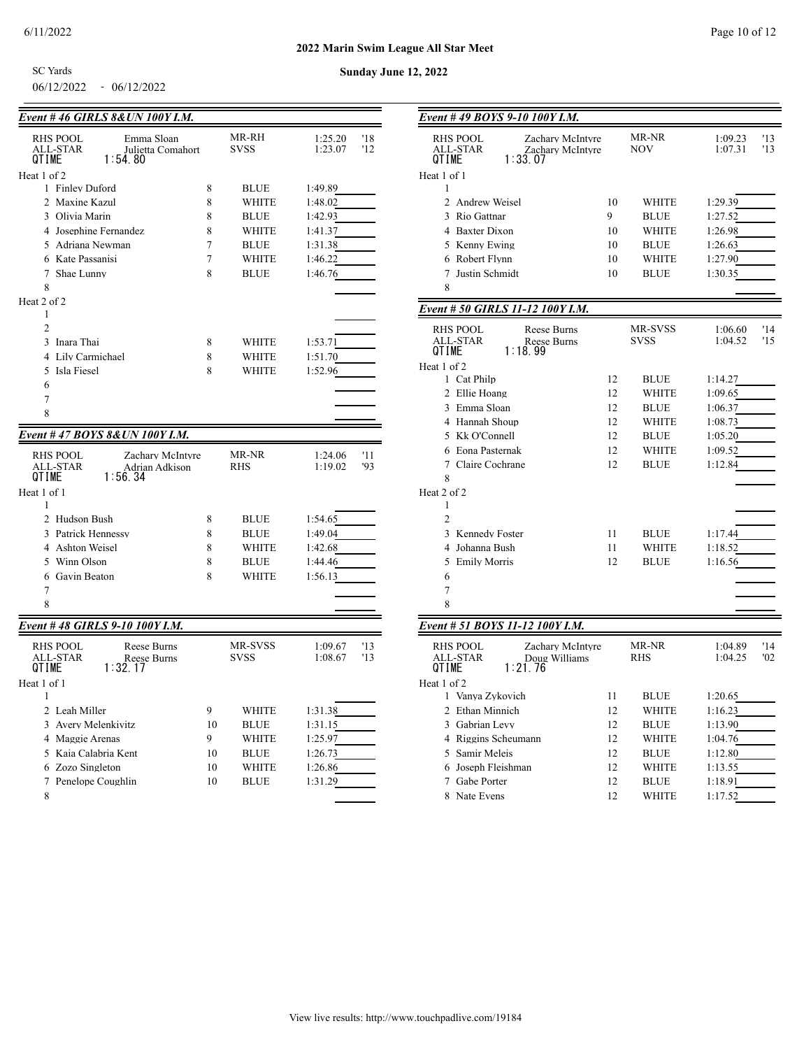**2022 Marin Swim League All Star Meet**

SC Yards

06/12/2022 - 06/12/2022

**Sunday June 12, 2022**

### *Event # 46 GIRLS 8&UN 100Y I.M.*

| | | | | |
|---|---|---|---|---|
| RHS POOL | Emma Sloan | MR-RH | 1:25.20 | '18 |
| ALL-STAR | Julietta Comahort | SVSS | 1:23.07 | '12 |
| QTIME | 1:54.80 | | | |

Heat 1 of 2

| Lane | Name | Age | Team | Seed Time |
|---|---|---|---|---|
| 1 | Finley Duford | 8 | BLUE | 1:49.89 |
| 2 | Maxine Kazul | 8 | WHITE | 1:48.02 |
| 3 | Olivia Marin | 8 | BLUE | 1:42.93 |
| 4 | Josephine Fernandez | 8 | WHITE | 1:41.37 |
| 5 | Adriana Newman | 7 | BLUE | 1:31.38 |
| 6 | Kate Passanisi | 7 | WHITE | 1:46.22 |
| 7 | Shae Lunny | 8 | BLUE | 1:46.76 |
| 8 | | | | |

Heat 2 of 2

| Lane | Name | Age | Team | Seed Time |
|---|---|---|---|---|
| 1 | | | | |
| 2 | | | | |
| 3 | Inara Thai | 8 | WHITE | 1:53.71 |
| 4 | Lily Carmichael | 8 | WHITE | 1:51.70 |
| 5 | Isla Fiesel | 8 | WHITE | 1:52.96 |
| 6 | | | | |
| 7 | | | | |
| 8 | | | | |

### *Event # 47 BOYS 8&UN 100Y I.M.*

| | | | | |
|---|---|---|---|---|
| RHS POOL | Zachary McIntyre | MR-NR | 1:24.06 | '11 |
| ALL-STAR | Adrian Adkison | RHS | 1:19.02 | '93 |
| QTIME | 1:56.34 | | | |

Heat 1 of 1

| Lane | Name | Age | Team | Seed Time |
|---|---|---|---|---|
| 1 | | | | |
| 2 | Hudson Bush | 8 | BLUE | 1:54.65 |
| 3 | Patrick Hennessy | 8 | BLUE | 1:49.04 |
| 4 | Ashton Weisel | 8 | WHITE | 1:42.68 |
| 5 | Winn Olson | 8 | BLUE | 1:44.46 |
| 6 | Gavin Beaton | 8 | WHITE | 1:56.13 |
| 7 | | | | |
| 8 | | | | |

### *Event # 48 GIRLS 9-10 100Y I.M.*

| | | | | |
|---|---|---|---|---|
| RHS POOL | Reese Burns | MR-SVSS | 1:09.67 | '13 |
| ALL-STAR | Reese Burns | SVSS | 1:08.67 | '13 |
| QTIME | 1:32.17 | | | |

Heat 1 of 1

| Lane | Name | Age | Team | Seed Time |
|---|---|---|---|---|
| 1 | | | | |
| 2 | Leah Miller | 9 | WHITE | 1:31.38 |
| 3 | Avery Melenkivitz | 10 | BLUE | 1:31.15 |
| 4 | Maggie Arenas | 9 | WHITE | 1:25.97 |
| 5 | Kaia Calabria Kent | 10 | BLUE | 1:26.73 |
| 6 | Zozo Singleton | 10 | WHITE | 1:26.86 |
| 7 | Penelope Coughlin | 10 | BLUE | 1:31.29 |
| 8 | | | | |

### *Event # 49 BOYS 9-10 100Y I.M.*

| | | | | |
|---|---|---|---|---|
| RHS POOL | Zachary McIntyre | MR-NR | 1:09.23 | '13 |
| ALL-STAR | Zachary McIntyre | NOV | 1:07.31 | '13 |
| QTIME | 1:33.07 | | | |

Heat 1 of 1

| Lane | Name | Age | Team | Seed Time |
|---|---|---|---|---|
| 1 | | | | |
| 2 | Andrew Weisel | 10 | WHITE | 1:29.39 |
| 3 | Rio Gattnar | 9 | BLUE | 1:27.52 |
| 4 | Baxter Dixon | 10 | WHITE | 1:26.98 |
| 5 | Kenny Ewing | 10 | BLUE | 1:26.63 |
| 6 | Robert Flynn | 10 | WHITE | 1:27.90 |
| 7 | Justin Schmidt | 10 | BLUE | 1:30.35 |
| 8 | | | | |

### *Event # 50 GIRLS 11-12 100Y I.M.*

| | | | | |
|---|---|---|---|---|
| RHS POOL | Reese Burns | MR-SVSS | 1:06.60 | '14 |
| ALL-STAR | Reese Burns | SVSS | 1:04.52 | '15 |
| QTIME | 1:18.99 | | | |

Heat 1 of 2

| Lane | Name | Age | Team | Seed Time |
|---|---|---|---|---|
| 1 | Cat Philp | 12 | BLUE | 1:14.27 |
| 2 | Ellie Hoang | 12 | WHITE | 1:09.65 |
| 3 | Emma Sloan | 12 | BLUE | 1:06.37 |
| 4 | Hannah Shoup | 12 | WHITE | 1:08.73 |
| 5 | Kk O'Connell | 12 | BLUE | 1:05.20 |
| 6 | Eona Pasternak | 12 | WHITE | 1:09.52 |
| 7 | Claire Cochrane | 12 | BLUE | 1:12.84 |
| 8 | | | | |

Heat 2 of 2

| Lane | Name | Age | Team | Seed Time |
|---|---|---|---|---|
| 1 | | | | |
| 2 | | | | |
| 3 | Kennedy Foster | 11 | BLUE | 1:17.44 |
| 4 | Johanna Bush | 11 | WHITE | 1:18.52 |
| 5 | Emily Morris | 12 | BLUE | 1:16.56 |
| 6 | | | | |
| 7 | | | | |
| 8 | | | | |

### *Event # 51 BOYS 11-12 100Y I.M.*

| | | | | |
|---|---|---|---|---|
| RHS POOL | Zachary McIntyre | MR-NR | 1:04.89 | '14 |
| ALL-STAR | Doug Williams | RHS | 1:04.25 | '02 |
| QTIME | 1:21.76 | | | |

Heat 1 of 2

| Lane | Name | Age | Team | Seed Time |
|---|---|---|---|---|
| 1 | Vanya Zykovich | 11 | BLUE | 1:20.65 |
| 2 | Ethan Minnich | 12 | WHITE | 1:16.23 |
| 3 | Gabrian Levy | 12 | BLUE | 1:13.90 |
| 4 | Riggins Scheumann | 12 | WHITE | 1:04.76 |
| 5 | Samir Meleis | 12 | BLUE | 1:12.80 |
| 6 | Joseph Fleishman | 12 | WHITE | 1:13.55 |
| 7 | Gabe Porter | 12 | BLUE | 1:18.91 |
| 8 | Nate Evens | 12 | WHITE | 1:17.52 |

View live results: http://www.touchpadlive.com/19184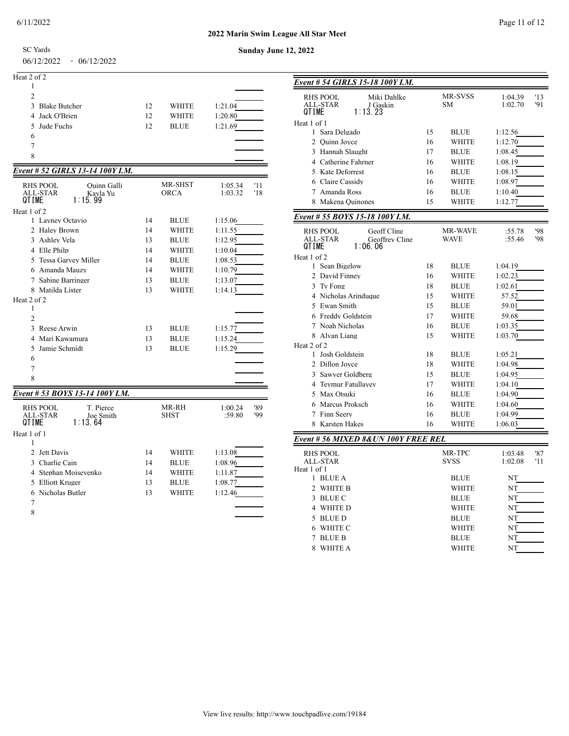**2022 Marin Swim League All Star Meet**

SC Yards — **Sunday June 12, 2022**

06/12/2022 - 06/12/2022

Heat 2 of 2

| Lane | Name | Age | Team | Seed Time | Finals Time |
|---|---|---|---|---|---|
| 1 | | | | | |
| 2 | | | | | |
| 3 | Blake Butcher | 12 | WHITE | 1:21.04 | |
| 4 | Jack O'Brien | 12 | WHITE | 1:20.80 | |
| 5 | Jude Fuchs | 12 | BLUE | 1:21.69 | |
| 6 | | | | | |
| 7 | | | | | |
| 8 | | | | | |

### *Event # 52 GIRLS 13-14 100Y I.M.*

| | | | | |
|---|---|---|---|---|
| RHS POOL | Quinn Galli | MR-SHST | 1:05.34 | '11 |
| ALL-STAR | Kayla Yu | ORCA | 1:03.32 | '18 |
| QTIME | 1:15.99 | | | |

Heat 1 of 2

| Lane | Name | Age | Team | Seed Time | Finals Time |
|---|---|---|---|---|---|
| 1 | Layney Octavio | 14 | BLUE | 1:15.06 | |
| 2 | Haley Brown | 14 | WHITE | 1:11.55 | |
| 3 | Ashley Vela | 13 | BLUE | 1:12.95 | |
| 4 | Elle Philp | 14 | WHITE | 1:10.04 | |
| 5 | Tessa Garvey Miller | 14 | BLUE | 1:08.53 | |
| 6 | Amanda Mauzy | 14 | WHITE | 1:10.79 | |
| 7 | Sabine Barringer | 13 | BLUE | 1:13.07 | |
| 8 | Matilda Lister | 13 | WHITE | 1:14.13 | |

Heat 2 of 2

| Lane | Name | Age | Team | Seed Time | Finals Time |
|---|---|---|---|---|---|
| 1 | | | | | |
| 2 | | | | | |
| 3 | Reese Arwin | 13 | BLUE | 1:15.77 | |
| 4 | Mari Kawamura | 13 | BLUE | 1:15.24 | |
| 5 | Jamie Schmidt | 13 | BLUE | 1:15.29 | |
| 6 | | | | | |
| 7 | | | | | |
| 8 | | | | | |

### *Event # 53 BOYS 13-14 100Y I.M.*

| | | | | |
|---|---|---|---|---|
| RHS POOL | T. Pierce | MR-RH | 1:00.24 | '89 |
| ALL-STAR | Joe Smith | SHST | :59.80 | '99 |
| QTIME | 1:13.64 | | | |

Heat 1 of 1

| Lane | Name | Age | Team | Seed Time | Finals Time |
|---|---|---|---|---|---|
| 1 | | | | | |
| 2 | Jett Davis | 14 | WHITE | 1:13.08 | |
| 3 | Charlie Cain | 14 | BLUE | 1:08.96 | |
| 4 | Stephan Moiseyenko | 14 | WHITE | 1:11.87 | |
| 5 | Elliott Kruger | 13 | BLUE | 1:08.77 | |
| 6 | Nicholas Butler | 13 | WHITE | 1:12.46 | |
| 7 | | | | | |
| 8 | | | | | |

### *Event # 54 GIRLS 15-18 100Y I.M.*

| | | | | |
|---|---|---|---|---|
| RHS POOL | Miki Dahlke | MR-SVSS | 1:04.39 | '13 |
| ALL-STAR | J Gaskin | SM | 1:02.70 | '91 |
| QTIME | 1:13.23 | | | |

Heat 1 of 1

| Lane | Name | Age | Team | Seed Time | Finals Time |
|---|---|---|---|---|---|
| 1 | Sara Delgado | 15 | BLUE | 1:12.56 | |
| 2 | Quinn Joyce | 16 | WHITE | 1:12.70 | |
| 3 | Hannah Slaught | 17 | BLUE | 1:08.45 | |
| 4 | Catherine Fahrner | 16 | WHITE | 1:08.19 | |
| 5 | Kate Deforrest | 16 | BLUE | 1:08.15 | |
| 6 | Claire Cassidy | 16 | WHITE | 1:08.97 | |
| 7 | Amanda Ross | 16 | BLUE | 1:10.40 | |
| 8 | Makena Quinones | 15 | WHITE | 1:12.77 | |

### *Event # 55 BOYS 15-18 100Y I.M.*

| | | | | |
|---|---|---|---|---|
| RHS POOL | Geoff Cline | MR-WAVE | :55.78 | '98 |
| ALL-STAR | Geoffrey Cline | WAVE | :55.46 | '98 |
| QTIME | 1:06.06 | | | |

Heat 1 of 2

| Lane | Name | Age | Team | Seed Time | Finals Time |
|---|---|---|---|---|---|
| 1 | Sean Bigelow | 18 | BLUE | 1:04.19 | |
| 2 | David Finney | 16 | WHITE | 1:02.23 | |
| 3 | Ty Fong | 18 | BLUE | 1:02.61 | |
| 4 | Nicholas Arinduque | 15 | WHITE | 57.52 | |
| 5 | Ewan Smith | 15 | BLUE | 59.01 | |
| 6 | Freddy Goldstein | 17 | WHITE | 59.68 | |
| 7 | Noah Nicholas | 16 | BLUE | 1:03.35 | |
| 8 | Alvan Liang | 15 | WHITE | 1:03.70 | |

Heat 2 of 2

| Lane | Name | Age | Team | Seed Time | Finals Time |
|---|---|---|---|---|---|
| 1 | Josh Goldstein | 18 | BLUE | 1:05.21 | |
| 2 | Dillon Joyce | 18 | WHITE | 1:04.98 | |
| 3 | Sawyer Goldberg | 15 | BLUE | 1:04.95 | |
| 4 | Teymur Fatullayev | 17 | WHITE | 1:04.10 | |
| 5 | Max Otsuki | 16 | BLUE | 1:04.90 | |
| 6 | Marcus Proksch | 16 | WHITE | 1:04.60 | |
| 7 | Finn Seery | 16 | BLUE | 1:04.99 | |
| 8 | Karsten Hakes | 16 | WHITE | 1:06.03 | |

### *Event # 56 MIXED 8&UN 100Y FREE REL*

| | | | |
|---|---|---|---|
| RHS POOL | MR-TPC | 1:03.48 | '87 |
| ALL-STAR | SVSS | 1:02.08 | '11 |

Heat 1 of 1

| Lane | Relay | Team | Seed Time | Finals Time |
|---|---|---|---|---|
| 1 | BLUE A | BLUE | NT | |
| 2 | WHITE B | WHITE | NT | |
| 3 | BLUE C | BLUE | NT | |
| 4 | WHITE D | WHITE | NT | |
| 5 | BLUE D | BLUE | NT | |
| 6 | WHITE C | WHITE | NT | |
| 7 | BLUE B | BLUE | NT | |
| 8 | WHITE A | WHITE | NT | |

View live results: http://www.touchpadlive.com/19184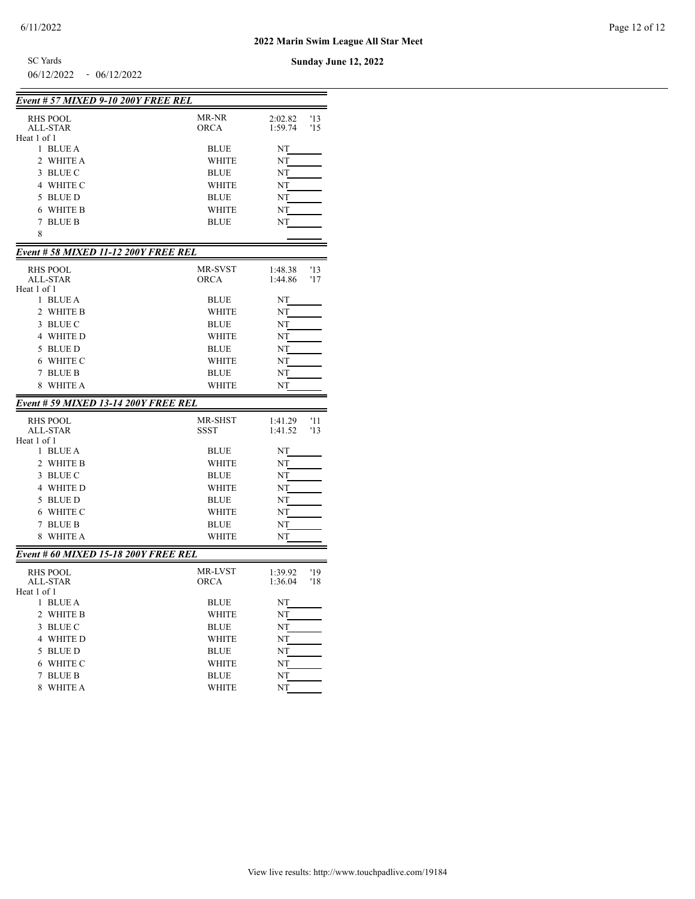## 2022 Marin Swim League All Star Meet

SC Yards

06/12/2022 - 06/12/2022

**Sunday June 12, 2022**

### *Event # 57 MIXED 9-10 200Y FREE REL*

| | | |
|---|---|---|
| RHS POOL | MR-NR | 2:02.82 '13 |
| ALL-STAR | ORCA | 1:59.74 '15 |

Heat 1 of 1

| | | |
|---|---|---|
| 1 BLUE A | BLUE | NT |
| 2 WHITE A | WHITE | NT |
| 3 BLUE C | BLUE | NT |
| 4 WHITE C | WHITE | NT |
| 5 BLUE D | BLUE | NT |
| 6 WHITE B | WHITE | NT |
| 7 BLUE B | BLUE | NT |
| 8 | | |

### *Event # 58 MIXED 11-12 200Y FREE REL*

| | | |
|---|---|---|
| RHS POOL | MR-SVST | 1:48.38 '13 |
| ALL-STAR | ORCA | 1:44.86 '17 |

Heat 1 of 1

| | | |
|---|---|---|
| 1 BLUE A | BLUE | NT |
| 2 WHITE B | WHITE | NT |
| 3 BLUE C | BLUE | NT |
| 4 WHITE D | WHITE | NT |
| 5 BLUE D | BLUE | NT |
| 6 WHITE C | WHITE | NT |
| 7 BLUE B | BLUE | NT |
| 8 WHITE A | WHITE | NT |

### *Event # 59 MIXED 13-14 200Y FREE REL*

| | | |
|---|---|---|
| RHS POOL | MR-SHST | 1:41.29 '11 |
| ALL-STAR | SSST | 1:41.52 '13 |

Heat 1 of 1

| | | |
|---|---|---|
| 1 BLUE A | BLUE | NT |
| 2 WHITE B | WHITE | NT |
| 3 BLUE C | BLUE | NT |
| 4 WHITE D | WHITE | NT |
| 5 BLUE D | BLUE | NT |
| 6 WHITE C | WHITE | NT |
| 7 BLUE B | BLUE | NT |
| 8 WHITE A | WHITE | NT |

### *Event # 60 MIXED 15-18 200Y FREE REL*

| | | |
|---|---|---|
| RHS POOL | MR-LVST | 1:39.92 '19 |
| ALL-STAR | ORCA | 1:36.04 '18 |

Heat 1 of 1

| | | |
|---|---|---|
| 1 BLUE A | BLUE | NT |
| 2 WHITE B | WHITE | NT |
| 3 BLUE C | BLUE | NT |
| 4 WHITE D | WHITE | NT |
| 5 BLUE D | BLUE | NT |
| 6 WHITE C | WHITE | NT |
| 7 BLUE B | BLUE | NT |
| 8 WHITE A | WHITE | NT |

View live results: http://www.touchpadlive.com/19184